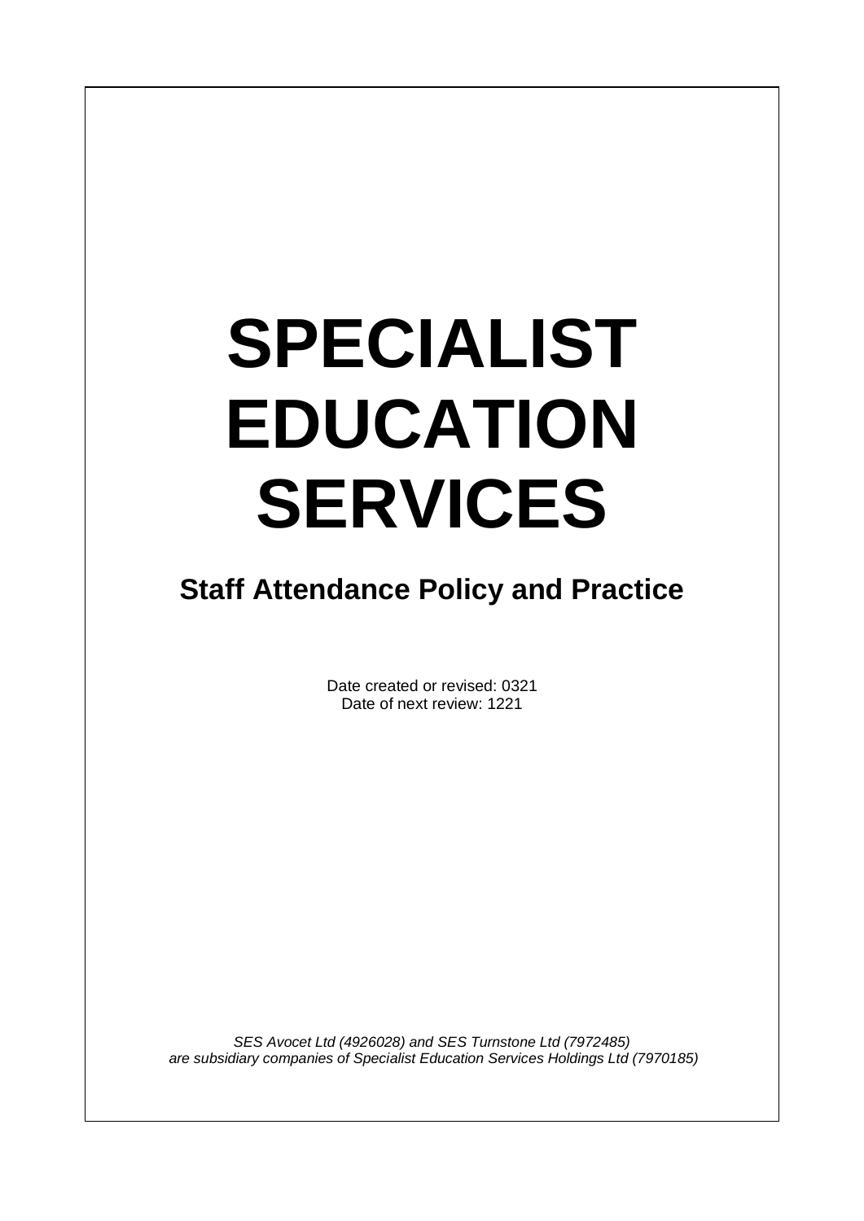# SPECIALIST EDUCATION SERVICES

## Staff Attendance Policy and Practice

Date created or revised: 0321
Date of next review: 1221

*SES Avocet Ltd (4926028) and SES Turnstone Ltd (7972485) are subsidiary companies of Specialist Education Services Holdings Ltd (7970185)*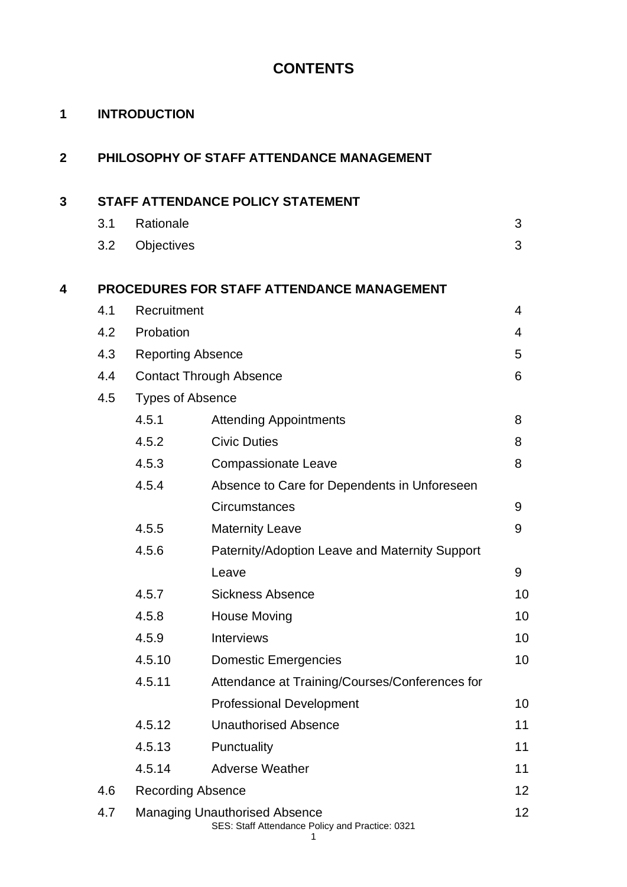# CONTENTS

| | | | |
|---|---|---|---|
| **1** | **INTRODUCTION** | | |
| **2** | **PHILOSOPHY OF STAFF ATTENDANCE MANAGEMENT** | | |
| **3** | **STAFF ATTENDANCE POLICY STATEMENT** | | |
| | 3.1 | Rationale | 3 |
| | 3.2 | Objectives | 3 |
| **4** | **PROCEDURES FOR STAFF ATTENDANCE MANAGEMENT** | | |
| | 4.1 | Recruitment | 4 |
| | 4.2 | Probation | 4 |
| | 4.3 | Reporting Absence | 5 |
| | 4.4 | Contact Through Absence | 6 |
| | 4.5 | Types of Absence | |
| | 4.5.1 | Attending Appointments | 8 |
| | 4.5.2 | Civic Duties | 8 |
| | 4.5.3 | Compassionate Leave | 8 |
| | 4.5.4 | Absence to Care for Dependents in Unforeseen Circumstances | 9 |
| | 4.5.5 | Maternity Leave | 9 |
| | 4.5.6 | Paternity/Adoption Leave and Maternity Support Leave | 9 |
| | 4.5.7 | Sickness Absence | 10 |
| | 4.5.8 | House Moving | 10 |
| | 4.5.9 | Interviews | 10 |
| | 4.5.10 | Domestic Emergencies | 10 |
| | 4.5.11 | Attendance at Training/Courses/Conferences for Professional Development | 10 |
| | 4.5.12 | Unauthorised Absence | 11 |
| | 4.5.13 | Punctuality | 11 |
| | 4.5.14 | Adverse Weather | 11 |
| | 4.6 | Recording Absence | 12 |
| | 4.7 | Managing Unauthorised Absence | 12 |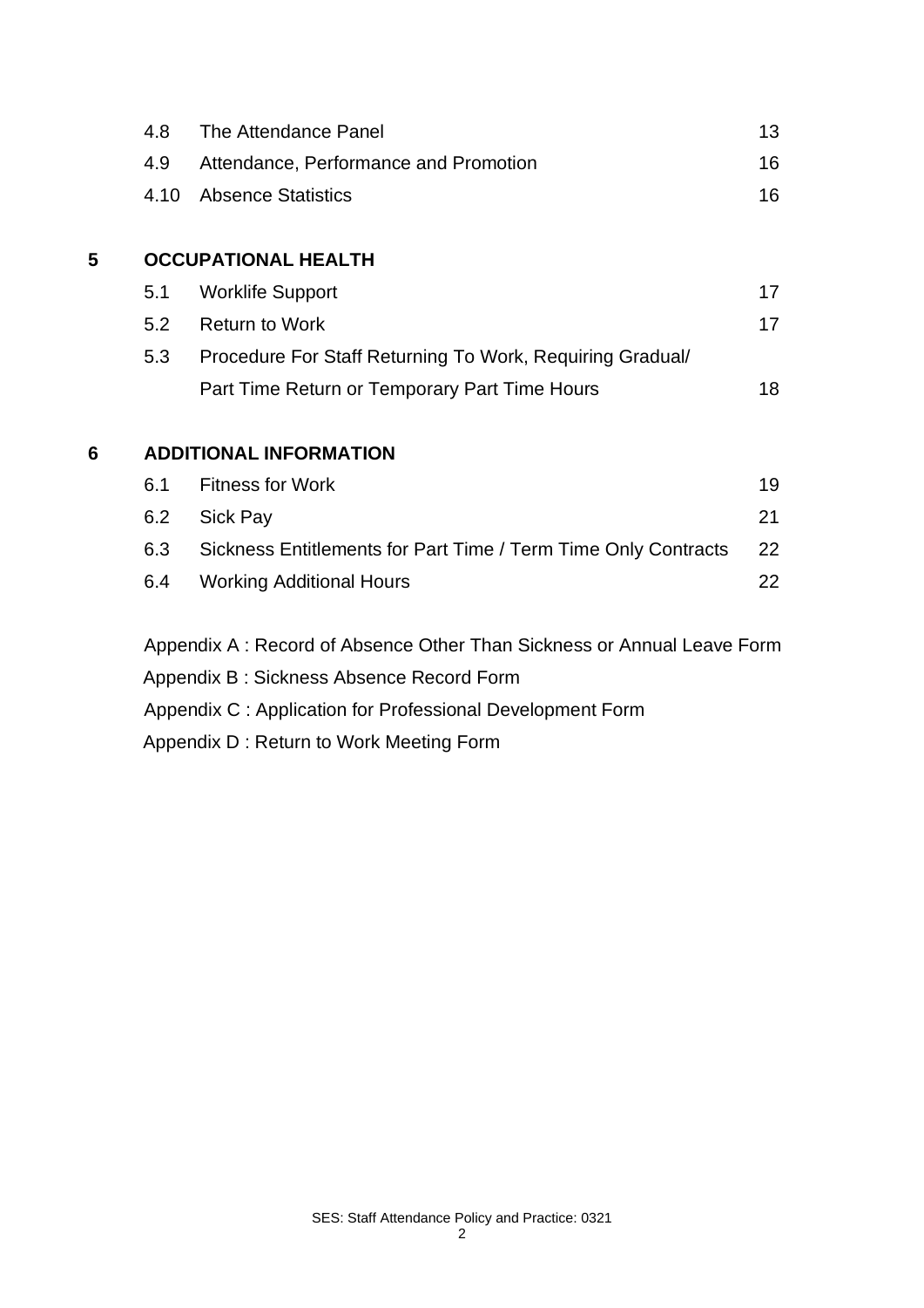| | | |
|---|---|---|
| 4.8 | The Attendance Panel | 13 |
| 4.9 | Attendance, Performance and Promotion | 16 |
| 4.10 | Absence Statistics | 16 |

**5 OCCUPATIONAL HEALTH**

| | | |
|---|---|---|
| 5.1 | Worklife Support | 17 |
| 5.2 | Return to Work | 17 |
| 5.3 | Procedure For Staff Returning To Work, Requiring Gradual/ Part Time Return or Temporary Part Time Hours | 18 |

**6 ADDITIONAL INFORMATION**

| | | |
|---|---|---|
| 6.1 | Fitness for Work | 19 |
| 6.2 | Sick Pay | 21 |
| 6.3 | Sickness Entitlements for Part Time / Term Time Only Contracts | 22 |
| 6.4 | Working Additional Hours | 22 |

Appendix A : Record of Absence Other Than Sickness or Annual Leave Form

Appendix B : Sickness Absence Record Form

Appendix C : Application for Professional Development Form

Appendix D : Return to Work Meeting Form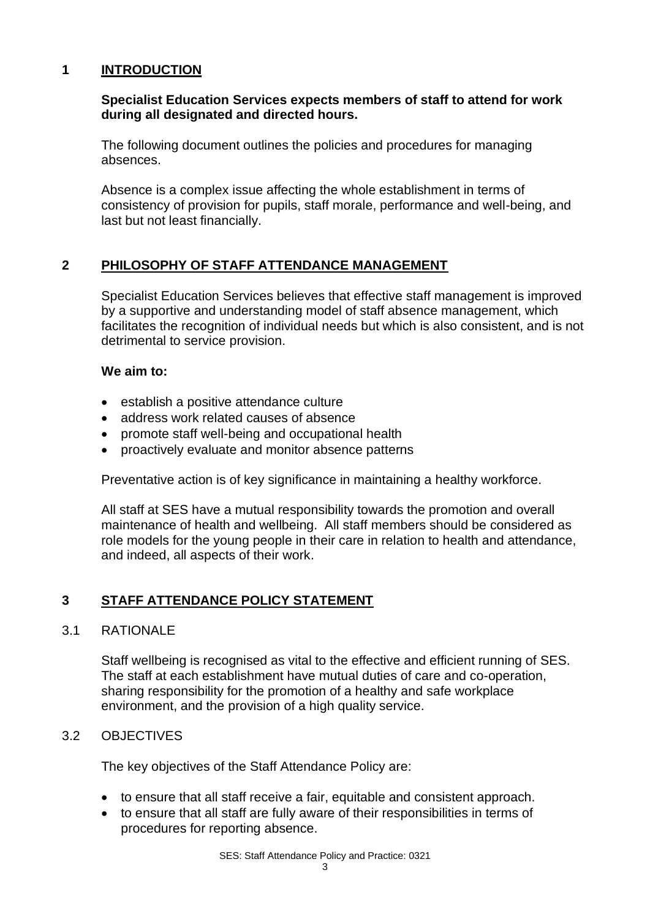## 1 INTRODUCTION

**Specialist Education Services expects members of staff to attend for work during all designated and directed hours.**

The following document outlines the policies and procedures for managing absences.

Absence is a complex issue affecting the whole establishment in terms of consistency of provision for pupils, staff morale, performance and well-being, and last but not least financially.

## 2 PHILOSOPHY OF STAFF ATTENDANCE MANAGEMENT

Specialist Education Services believes that effective staff management is improved by a supportive and understanding model of staff absence management, which facilitates the recognition of individual needs but which is also consistent, and is not detrimental to service provision.

**We aim to:**

- establish a positive attendance culture
- address work related causes of absence
- promote staff well-being and occupational health
- proactively evaluate and monitor absence patterns

Preventative action is of key significance in maintaining a healthy workforce.

All staff at SES have a mutual responsibility towards the promotion and overall maintenance of health and wellbeing. All staff members should be considered as role models for the young people in their care in relation to health and attendance, and indeed, all aspects of their work.

## 3 STAFF ATTENDANCE POLICY STATEMENT

### 3.1 RATIONALE

Staff wellbeing is recognised as vital to the effective and efficient running of SES. The staff at each establishment have mutual duties of care and co-operation, sharing responsibility for the promotion of a healthy and safe workplace environment, and the provision of a high quality service.

### 3.2 OBJECTIVES

The key objectives of the Staff Attendance Policy are:

- to ensure that all staff receive a fair, equitable and consistent approach.
- to ensure that all staff are fully aware of their responsibilities in terms of procedures for reporting absence.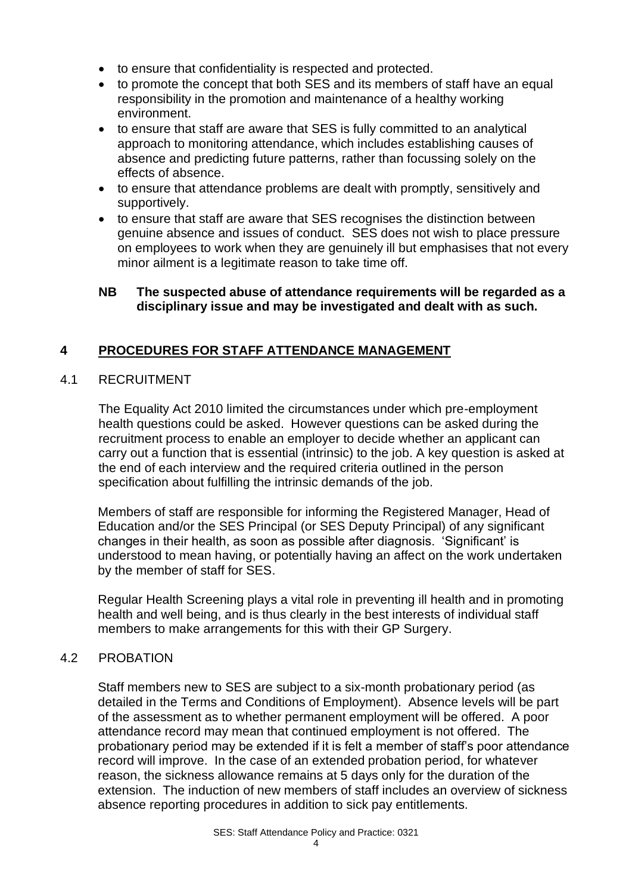- to ensure that confidentiality is respected and protected.
- to promote the concept that both SES and its members of staff have an equal responsibility in the promotion and maintenance of a healthy working environment.
- to ensure that staff are aware that SES is fully committed to an analytical approach to monitoring attendance, which includes establishing causes of absence and predicting future patterns, rather than focussing solely on the effects of absence.
- to ensure that attendance problems are dealt with promptly, sensitively and supportively.
- to ensure that staff are aware that SES recognises the distinction between genuine absence and issues of conduct. SES does not wish to place pressure on employees to work when they are genuinely ill but emphasises that not every minor ailment is a legitimate reason to take time off.

**NB The suspected abuse of attendance requirements will be regarded as a disciplinary issue and may be investigated and dealt with as such.**

## 4 PROCEDURES FOR STAFF ATTENDANCE MANAGEMENT

### 4.1 RECRUITMENT

The Equality Act 2010 limited the circumstances under which pre-employment health questions could be asked. However questions can be asked during the recruitment process to enable an employer to decide whether an applicant can carry out a function that is essential (intrinsic) to the job. A key question is asked at the end of each interview and the required criteria outlined in the person specification about fulfilling the intrinsic demands of the job.

Members of staff are responsible for informing the Registered Manager, Head of Education and/or the SES Principal (or SES Deputy Principal) of any significant changes in their health, as soon as possible after diagnosis. 'Significant' is understood to mean having, or potentially having an affect on the work undertaken by the member of staff for SES.

Regular Health Screening plays a vital role in preventing ill health and in promoting health and well being, and is thus clearly in the best interests of individual staff members to make arrangements for this with their GP Surgery.

### 4.2 PROBATION

Staff members new to SES are subject to a six-month probationary period (as detailed in the Terms and Conditions of Employment). Absence levels will be part of the assessment as to whether permanent employment will be offered. A poor attendance record may mean that continued employment is not offered. The probationary period may be extended if it is felt a member of staff's poor attendance record will improve. In the case of an extended probation period, for whatever reason, the sickness allowance remains at 5 days only for the duration of the extension. The induction of new members of staff includes an overview of sickness absence reporting procedures in addition to sick pay entitlements.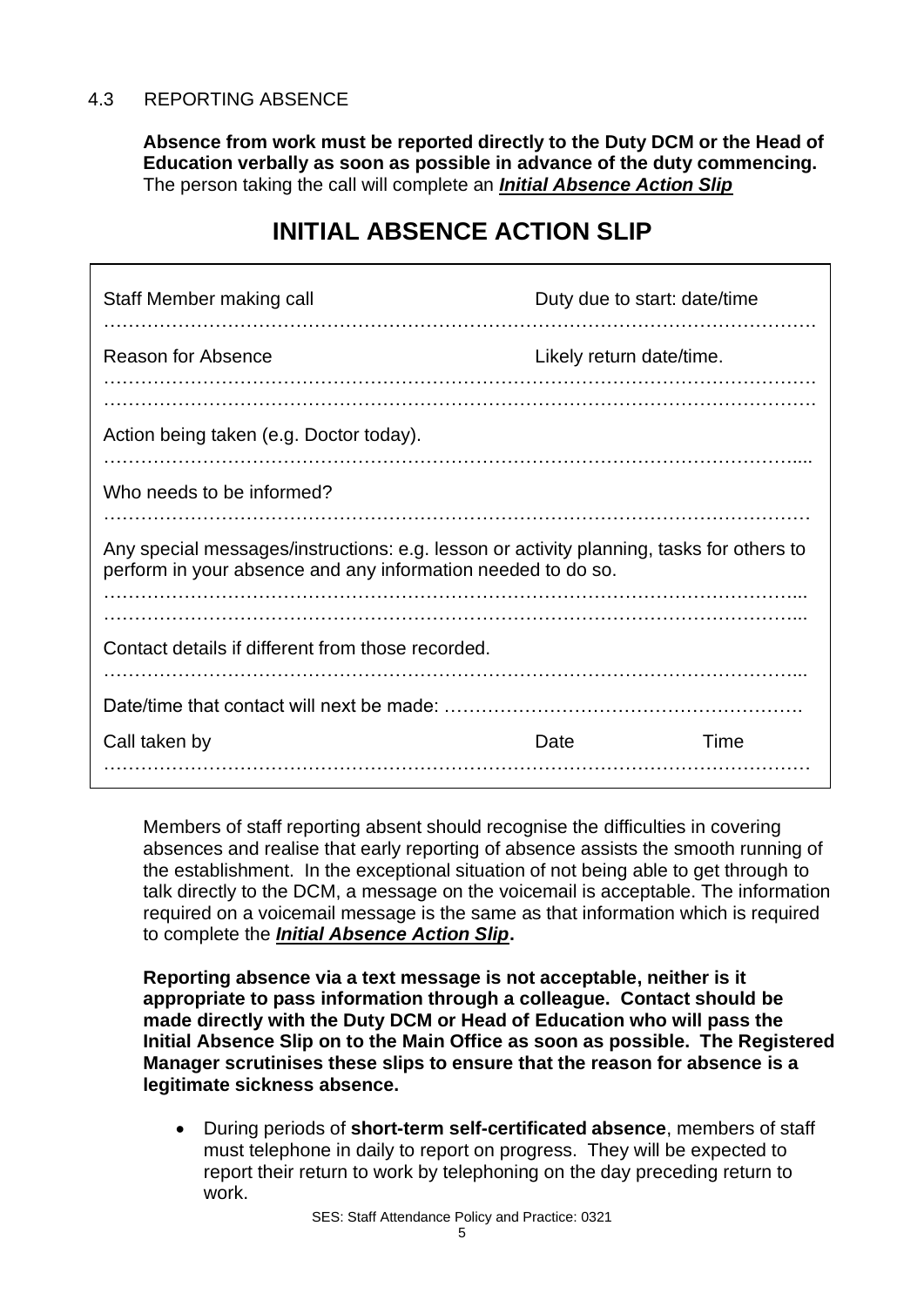### 4.3 REPORTING ABSENCE

**Absence from work must be reported directly to the Duty DCM or the Head of Education verbally as soon as possible in advance of the duty commencing.** The person taking the call will complete an ***Initial Absence Action Slip***

## INITIAL ABSENCE ACTION SLIP

Staff Member making call — Duty due to start: date/time

…………………………………………………………………………………………………

Reason for Absence — Likely return date/time.

…………………………………………………………………………………………………

…………………………………………………………………………………………………

Action being taken (e.g. Doctor today).

…………………………………………………………………………………………………

Who needs to be informed?

…………………………………………………………………………………………………

Any special messages/instructions: e.g. lesson or activity planning, tasks for others to perform in your absence and any information needed to do so.

…………………………………………………………………………………………………

…………………………………………………………………………………………………

Contact details if different from those recorded.

…………………………………………………………………………………………………

Date/time that contact will next be made: ……………………………………………….

Call taken by — Date — Time

…………………………………………………………………………………………………

Members of staff reporting absent should recognise the difficulties in covering absences and realise that early reporting of absence assists the smooth running of the establishment. In the exceptional situation of not being able to get through to talk directly to the DCM, a message on the voicemail is acceptable. The information required on a voicemail message is the same as that information which is required to complete the ***Initial Absence Action Slip*****.**

**Reporting absence via a text message is not acceptable, neither is it appropriate to pass information through a colleague. Contact should be made directly with the Duty DCM or Head of Education who will pass the Initial Absence Slip on to the Main Office as soon as possible. The Registered Manager scrutinises these slips to ensure that the reason for absence is a legitimate sickness absence.**

- During periods of **short-term self-certificated absence**, members of staff must telephone in daily to report on progress. They will be expected to report their return to work by telephoning on the day preceding return to work.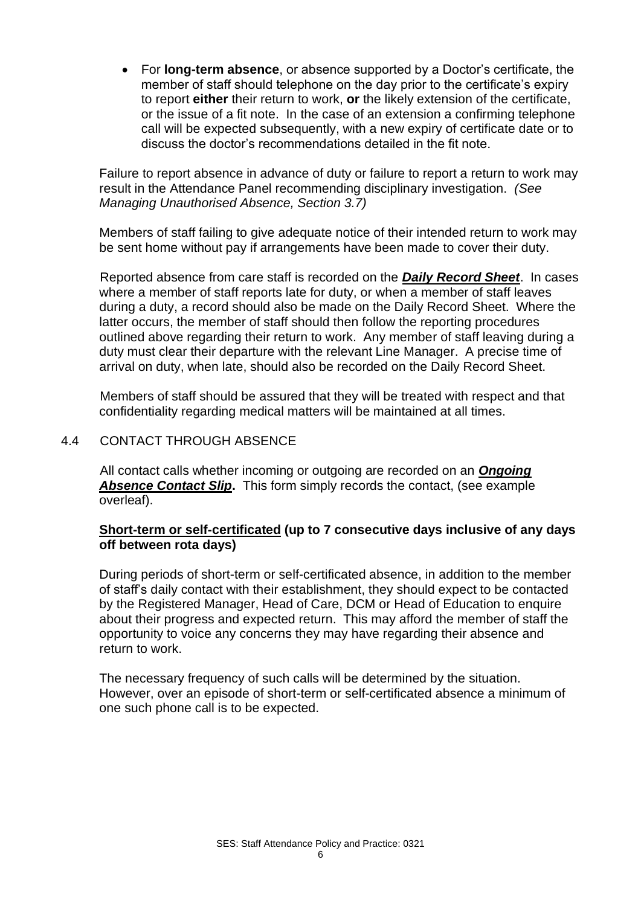- For **long-term absence**, or absence supported by a Doctor's certificate, the member of staff should telephone on the day prior to the certificate's expiry to report **either** their return to work, **or** the likely extension of the certificate, or the issue of a fit note. In the case of an extension a confirming telephone call will be expected subsequently, with a new expiry of certificate date or to discuss the doctor's recommendations detailed in the fit note.

Failure to report absence in advance of duty or failure to report a return to work may result in the Attendance Panel recommending disciplinary investigation. *(See Managing Unauthorised Absence, Section 3.7)*

Members of staff failing to give adequate notice of their intended return to work may be sent home without pay if arrangements have been made to cover their duty.

Reported absence from care staff is recorded on the ***Daily Record Sheet***. In cases where a member of staff reports late for duty, or when a member of staff leaves during a duty, a record should also be made on the Daily Record Sheet. Where the latter occurs, the member of staff should then follow the reporting procedures outlined above regarding their return to work. Any member of staff leaving during a duty must clear their departure with the relevant Line Manager. A precise time of arrival on duty, when late, should also be recorded on the Daily Record Sheet.

Members of staff should be assured that they will be treated with respect and that confidentiality regarding medical matters will be maintained at all times.

## 4.4 CONTACT THROUGH ABSENCE

All contact calls whether incoming or outgoing are recorded on an ***Ongoing Absence Contact Slip*****.** This form simply records the contact, (see example overleaf).

**Short-term or self-certificated (up to 7 consecutive days inclusive of any days off between rota days)**

During periods of short-term or self-certificated absence, in addition to the member of staff's daily contact with their establishment, they should expect to be contacted by the Registered Manager, Head of Care, DCM or Head of Education to enquire about their progress and expected return. This may afford the member of staff the opportunity to voice any concerns they may have regarding their absence and return to work.

The necessary frequency of such calls will be determined by the situation. However, over an episode of short-term or self-certificated absence a minimum of one such phone call is to be expected.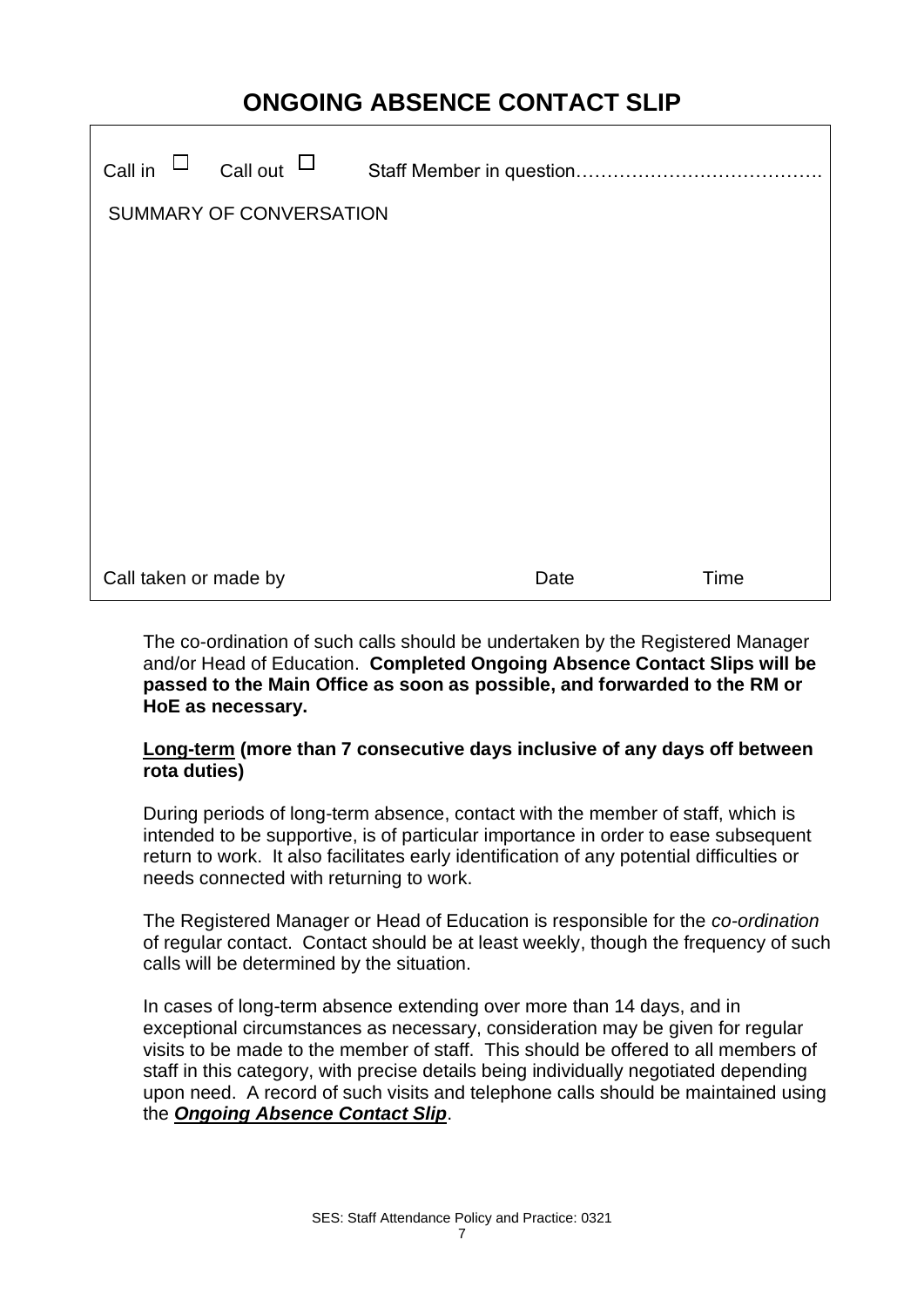# ONGOING ABSENCE CONTACT SLIP

| Call in ☐ Call out ☐ | Staff Member in question…………………………………. | |
|---|---|---|
| SUMMARY OF CONVERSATION | | |
| | | |
| Call taken or made by | Date | Time |

The co-ordination of such calls should be undertaken by the Registered Manager and/or Head of Education. **Completed Ongoing Absence Contact Slips will be passed to the Main Office as soon as possible, and forwarded to the RM or HoE as necessary.**

**<u>Long-term</u> (more than 7 consecutive days inclusive of any days off between rota duties)**

During periods of long-term absence, contact with the member of staff, which is intended to be supportive, is of particular importance in order to ease subsequent return to work. It also facilitates early identification of any potential difficulties or needs connected with returning to work.

The Registered Manager or Head of Education is responsible for the *co-ordination* of regular contact. Contact should be at least weekly, though the frequency of such calls will be determined by the situation.

In cases of long-term absence extending over more than 14 days, and in exceptional circumstances as necessary, consideration may be given for regular visits to be made to the member of staff. This should be offered to all members of staff in this category, with precise details being individually negotiated depending upon need. A record of such visits and telephone calls should be maintained using the ***<u>Ongoing Absence Contact Slip</u>***.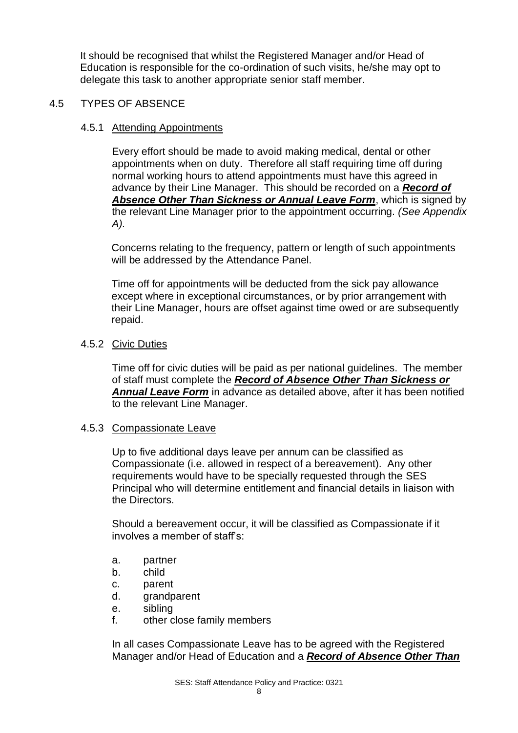It should be recognised that whilst the Registered Manager and/or Head of Education is responsible for the co-ordination of such visits, he/she may opt to delegate this task to another appropriate senior staff member.

## 4.5 TYPES OF ABSENCE

### 4.5.1 Attending Appointments

Every effort should be made to avoid making medical, dental or other appointments when on duty. Therefore all staff requiring time off during normal working hours to attend appointments must have this agreed in advance by their Line Manager. This should be recorded on a ***Record of Absence Other Than Sickness or Annual Leave Form***, which is signed by the relevant Line Manager prior to the appointment occurring. *(See Appendix A).*

Concerns relating to the frequency, pattern or length of such appointments will be addressed by the Attendance Panel.

Time off for appointments will be deducted from the sick pay allowance except where in exceptional circumstances, or by prior arrangement with their Line Manager, hours are offset against time owed or are subsequently repaid.

### 4.5.2 Civic Duties

Time off for civic duties will be paid as per national guidelines. The member of staff must complete the ***Record of Absence Other Than Sickness or Annual Leave Form*** in advance as detailed above, after it has been notified to the relevant Line Manager.

### 4.5.3 Compassionate Leave

Up to five additional days leave per annum can be classified as Compassionate (i.e. allowed in respect of a bereavement). Any other requirements would have to be specially requested through the SES Principal who will determine entitlement and financial details in liaison with the Directors.

Should a bereavement occur, it will be classified as Compassionate if it involves a member of staff's:

a. partner
b. child
c. parent
d. grandparent
e. sibling
f. other close family members

In all cases Compassionate Leave has to be agreed with the Registered Manager and/or Head of Education and a ***Record of Absence Other Than***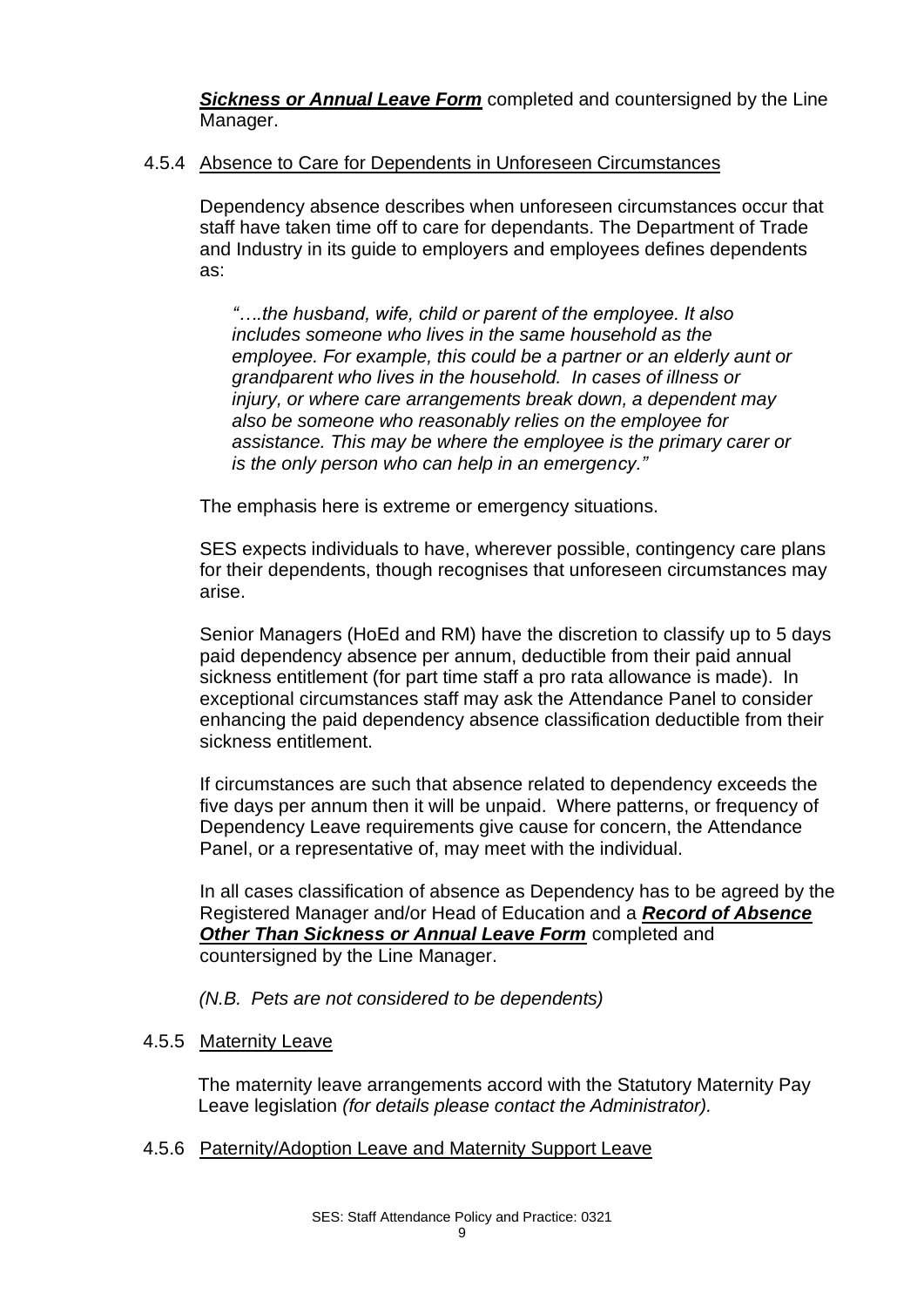***Sickness or Annual Leave Form*** completed and countersigned by the Line Manager.

4.5.4 Absence to Care for Dependents in Unforeseen Circumstances

Dependency absence describes when unforeseen circumstances occur that staff have taken time off to care for dependants. The Department of Trade and Industry in its guide to employers and employees defines dependents as:

*"….the husband, wife, child or parent of the employee. It also includes someone who lives in the same household as the employee. For example, this could be a partner or an elderly aunt or grandparent who lives in the household. In cases of illness or injury, or where care arrangements break down, a dependent may also be someone who reasonably relies on the employee for assistance. This may be where the employee is the primary carer or is the only person who can help in an emergency."*

The emphasis here is extreme or emergency situations.

SES expects individuals to have, wherever possible, contingency care plans for their dependents, though recognises that unforeseen circumstances may arise.

Senior Managers (HoEd and RM) have the discretion to classify up to 5 days paid dependency absence per annum, deductible from their paid annual sickness entitlement (for part time staff a pro rata allowance is made). In exceptional circumstances staff may ask the Attendance Panel to consider enhancing the paid dependency absence classification deductible from their sickness entitlement.

If circumstances are such that absence related to dependency exceeds the five days per annum then it will be unpaid. Where patterns, or frequency of Dependency Leave requirements give cause for concern, the Attendance Panel, or a representative of, may meet with the individual.

In all cases classification of absence as Dependency has to be agreed by the Registered Manager and/or Head of Education and a ***Record of Absence Other Than Sickness or Annual Leave Form*** completed and countersigned by the Line Manager.

*(N.B. Pets are not considered to be dependents)*

4.5.5 Maternity Leave

The maternity leave arrangements accord with the Statutory Maternity Pay Leave legislation *(for details please contact the Administrator).*

4.5.6 Paternity/Adoption Leave and Maternity Support Leave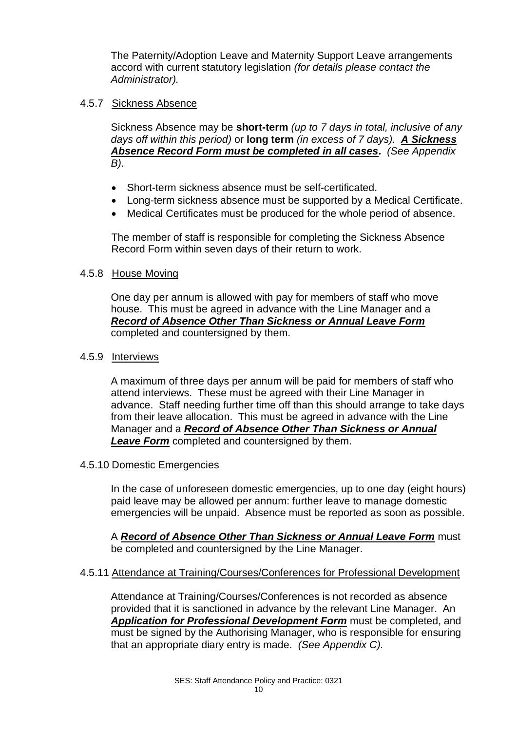The Paternity/Adoption Leave and Maternity Support Leave arrangements accord with current statutory legislation *(for details please contact the Administrator).*

#### 4.5.7 Sickness Absence

Sickness Absence may be **short-term** *(up to 7 days in total, inclusive of any days off within this period)* or **long term** *(in excess of 7 days).* ***A Sickness Absence Record Form must be completed in all cases.*** *(See Appendix B).*

- Short-term sickness absence must be self-certificated.
- Long-term sickness absence must be supported by a Medical Certificate.
- Medical Certificates must be produced for the whole period of absence.

The member of staff is responsible for completing the Sickness Absence Record Form within seven days of their return to work.

#### 4.5.8 House Moving

One day per annum is allowed with pay for members of staff who move house. This must be agreed in advance with the Line Manager and a ***Record of Absence Other Than Sickness or Annual Leave Form*** completed and countersigned by them.

#### 4.5.9 Interviews

A maximum of three days per annum will be paid for members of staff who attend interviews. These must be agreed with their Line Manager in advance. Staff needing further time off than this should arrange to take days from their leave allocation. This must be agreed in advance with the Line Manager and a ***Record of Absence Other Than Sickness or Annual Leave Form*** completed and countersigned by them.

#### 4.5.10 Domestic Emergencies

In the case of unforeseen domestic emergencies, up to one day (eight hours) paid leave may be allowed per annum: further leave to manage domestic emergencies will be unpaid. Absence must be reported as soon as possible.

A ***Record of Absence Other Than Sickness or Annual Leave Form*** must be completed and countersigned by the Line Manager.

#### 4.5.11 Attendance at Training/Courses/Conferences for Professional Development

Attendance at Training/Courses/Conferences is not recorded as absence provided that it is sanctioned in advance by the relevant Line Manager. An ***Application for Professional Development Form*** must be completed, and must be signed by the Authorising Manager, who is responsible for ensuring that an appropriate diary entry is made. *(See Appendix C).*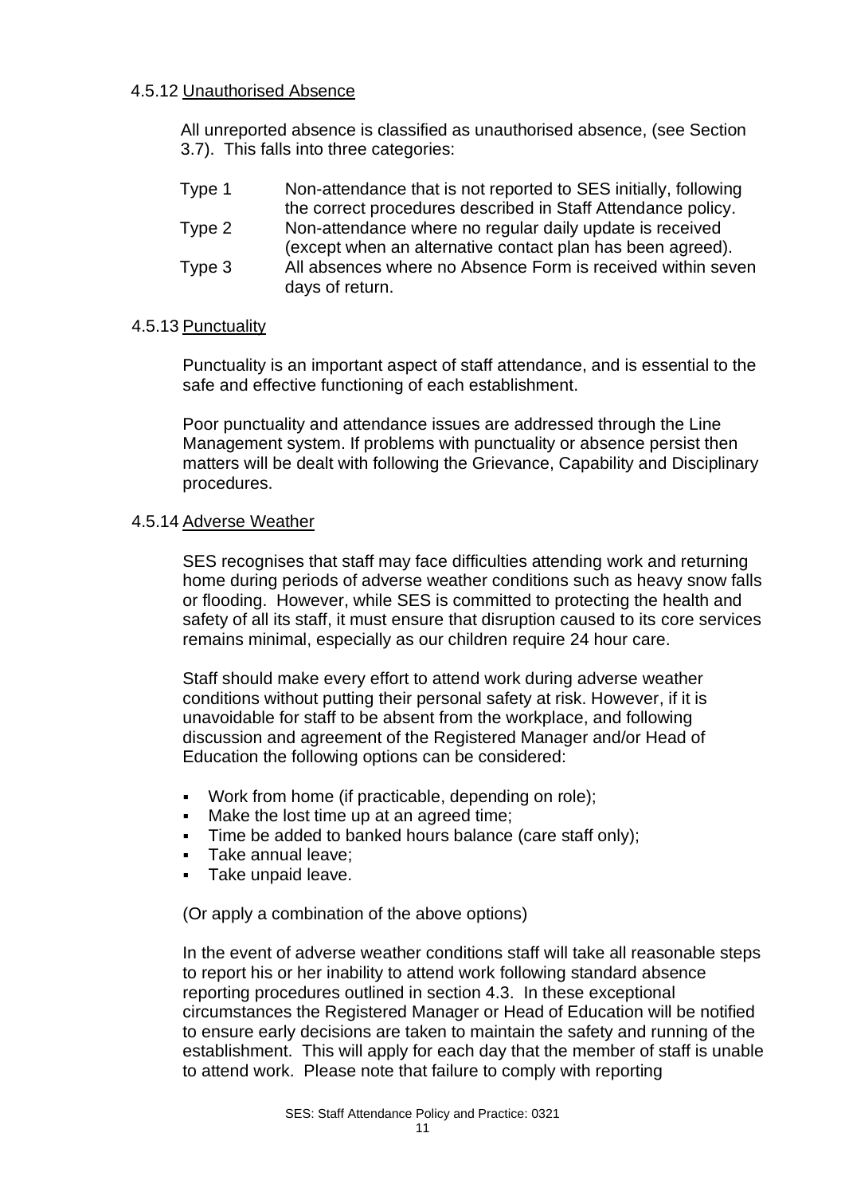### 4.5.12 Unauthorised Absence

All unreported absence is classified as unauthorised absence, (see Section 3.7). This falls into three categories:

| | |
|---|---|
| Type 1 | Non-attendance that is not reported to SES initially, following the correct procedures described in Staff Attendance policy. |
| Type 2 | Non-attendance where no regular daily update is received (except when an alternative contact plan has been agreed). |
| Type 3 | All absences where no Absence Form is received within seven days of return. |

### 4.5.13 Punctuality

Punctuality is an important aspect of staff attendance, and is essential to the safe and effective functioning of each establishment.

Poor punctuality and attendance issues are addressed through the Line Management system. If problems with punctuality or absence persist then matters will be dealt with following the Grievance, Capability and Disciplinary procedures.

### 4.5.14 Adverse Weather

SES recognises that staff may face difficulties attending work and returning home during periods of adverse weather conditions such as heavy snow falls or flooding. However, while SES is committed to protecting the health and safety of all its staff, it must ensure that disruption caused to its core services remains minimal, especially as our children require 24 hour care.

Staff should make every effort to attend work during adverse weather conditions without putting their personal safety at risk. However, if it is unavoidable for staff to be absent from the workplace, and following discussion and agreement of the Registered Manager and/or Head of Education the following options can be considered:

- Work from home (if practicable, depending on role);
- Make the lost time up at an agreed time;
- Time be added to banked hours balance (care staff only);
- Take annual leave;
- Take unpaid leave.

(Or apply a combination of the above options)

In the event of adverse weather conditions staff will take all reasonable steps to report his or her inability to attend work following standard absence reporting procedures outlined in section 4.3. In these exceptional circumstances the Registered Manager or Head of Education will be notified to ensure early decisions are taken to maintain the safety and running of the establishment. This will apply for each day that the member of staff is unable to attend work. Please note that failure to comply with reporting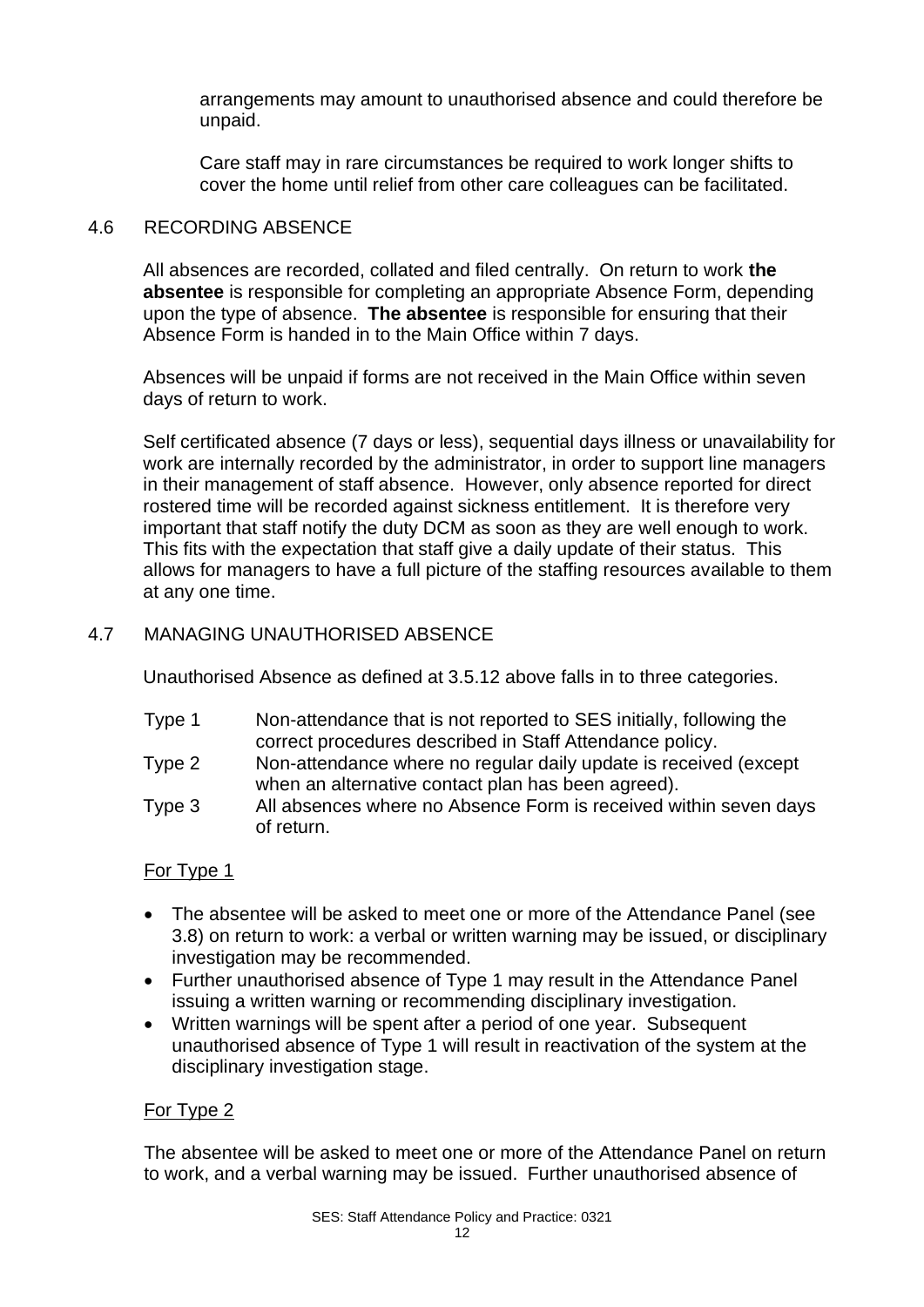arrangements may amount to unauthorised absence and could therefore be unpaid.

Care staff may in rare circumstances be required to work longer shifts to cover the home until relief from other care colleagues can be facilitated.

## 4.6 RECORDING ABSENCE

All absences are recorded, collated and filed centrally. On return to work **the absentee** is responsible for completing an appropriate Absence Form, depending upon the type of absence. **The absentee** is responsible for ensuring that their Absence Form is handed in to the Main Office within 7 days.

Absences will be unpaid if forms are not received in the Main Office within seven days of return to work.

Self certificated absence (7 days or less), sequential days illness or unavailability for work are internally recorded by the administrator, in order to support line managers in their management of staff absence. However, only absence reported for direct rostered time will be recorded against sickness entitlement. It is therefore very important that staff notify the duty DCM as soon as they are well enough to work. This fits with the expectation that staff give a daily update of their status. This allows for managers to have a full picture of the staffing resources available to them at any one time.

## 4.7 MANAGING UNAUTHORISED ABSENCE

Unauthorised Absence as defined at 3.5.12 above falls in to three categories.

| | |
|---|---|
| Type 1 | Non-attendance that is not reported to SES initially, following the correct procedures described in Staff Attendance policy. |
| Type 2 | Non-attendance where no regular daily update is received (except when an alternative contact plan has been agreed). |
| Type 3 | All absences where no Absence Form is received within seven days of return. |

<u>For Type 1</u>

- The absentee will be asked to meet one or more of the Attendance Panel (see 3.8) on return to work: a verbal or written warning may be issued, or disciplinary investigation may be recommended.
- Further unauthorised absence of Type 1 may result in the Attendance Panel issuing a written warning or recommending disciplinary investigation.
- Written warnings will be spent after a period of one year. Subsequent unauthorised absence of Type 1 will result in reactivation of the system at the disciplinary investigation stage.

<u>For Type 2</u>

The absentee will be asked to meet one or more of the Attendance Panel on return to work, and a verbal warning may be issued. Further unauthorised absence of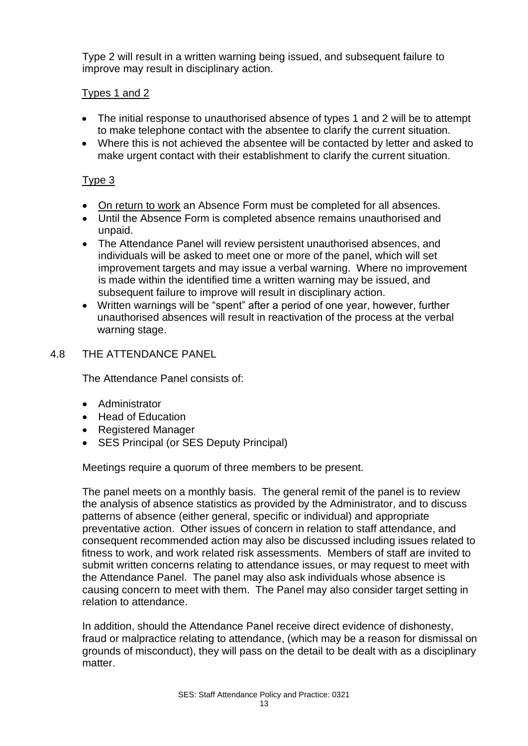Type 2 will result in a written warning being issued, and subsequent failure to improve may result in disciplinary action.

Types 1 and 2

- The initial response to unauthorised absence of types 1 and 2 will be to attempt to make telephone contact with the absentee to clarify the current situation.
- Where this is not achieved the absentee will be contacted by letter and asked to make urgent contact with their establishment to clarify the current situation.

Type 3

- On return to work an Absence Form must be completed for all absences.
- Until the Absence Form is completed absence remains unauthorised and unpaid.
- The Attendance Panel will review persistent unauthorised absences, and individuals will be asked to meet one or more of the panel, which will set improvement targets and may issue a verbal warning. Where no improvement is made within the identified time a written warning may be issued, and subsequent failure to improve will result in disciplinary action.
- Written warnings will be "spent" after a period of one year, however, further unauthorised absences will result in reactivation of the process at the verbal warning stage.

## 4.8 THE ATTENDANCE PANEL

The Attendance Panel consists of:

- Administrator
- Head of Education
- Registered Manager
- SES Principal (or SES Deputy Principal)

Meetings require a quorum of three members to be present.

The panel meets on a monthly basis. The general remit of the panel is to review the analysis of absence statistics as provided by the Administrator, and to discuss patterns of absence (either general, specific or individual) and appropriate preventative action. Other issues of concern in relation to staff attendance, and consequent recommended action may also be discussed including issues related to fitness to work, and work related risk assessments. Members of staff are invited to submit written concerns relating to attendance issues, or may request to meet with the Attendance Panel. The panel may also ask individuals whose absence is causing concern to meet with them. The Panel may also consider target setting in relation to attendance.

In addition, should the Attendance Panel receive direct evidence of dishonesty, fraud or malpractice relating to attendance, (which may be a reason for dismissal on grounds of misconduct), they will pass on the detail to be dealt with as a disciplinary matter.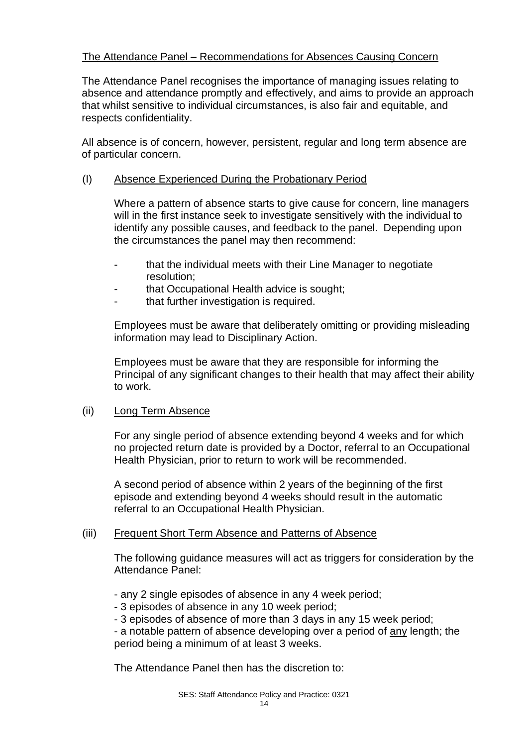## The Attendance Panel – Recommendations for Absences Causing Concern

The Attendance Panel recognises the importance of managing issues relating to absence and attendance promptly and effectively, and aims to provide an approach that whilst sensitive to individual circumstances, is also fair and equitable, and respects confidentiality.

All absence is of concern, however, persistent, regular and long term absence are of particular concern.

### (I) Absence Experienced During the Probationary Period

Where a pattern of absence starts to give cause for concern, line managers will in the first instance seek to investigate sensitively with the individual to identify any possible causes, and feedback to the panel. Depending upon the circumstances the panel may then recommend:

- that the individual meets with their Line Manager to negotiate resolution;
- that Occupational Health advice is sought;
- that further investigation is required.

Employees must be aware that deliberately omitting or providing misleading information may lead to Disciplinary Action.

Employees must be aware that they are responsible for informing the Principal of any significant changes to their health that may affect their ability to work.

### (ii) Long Term Absence

For any single period of absence extending beyond 4 weeks and for which no projected return date is provided by a Doctor, referral to an Occupational Health Physician, prior to return to work will be recommended.

A second period of absence within 2 years of the beginning of the first episode and extending beyond 4 weeks should result in the automatic referral to an Occupational Health Physician.

### (iii) Frequent Short Term Absence and Patterns of Absence

The following guidance measures will act as triggers for consideration by the Attendance Panel:

- any 2 single episodes of absence in any 4 week period;
- 3 episodes of absence in any 10 week period;
- 3 episodes of absence of more than 3 days in any 15 week period;
- a notable pattern of absence developing over a period of <u>any</u> length; the period being a minimum of at least 3 weeks.

The Attendance Panel then has the discretion to: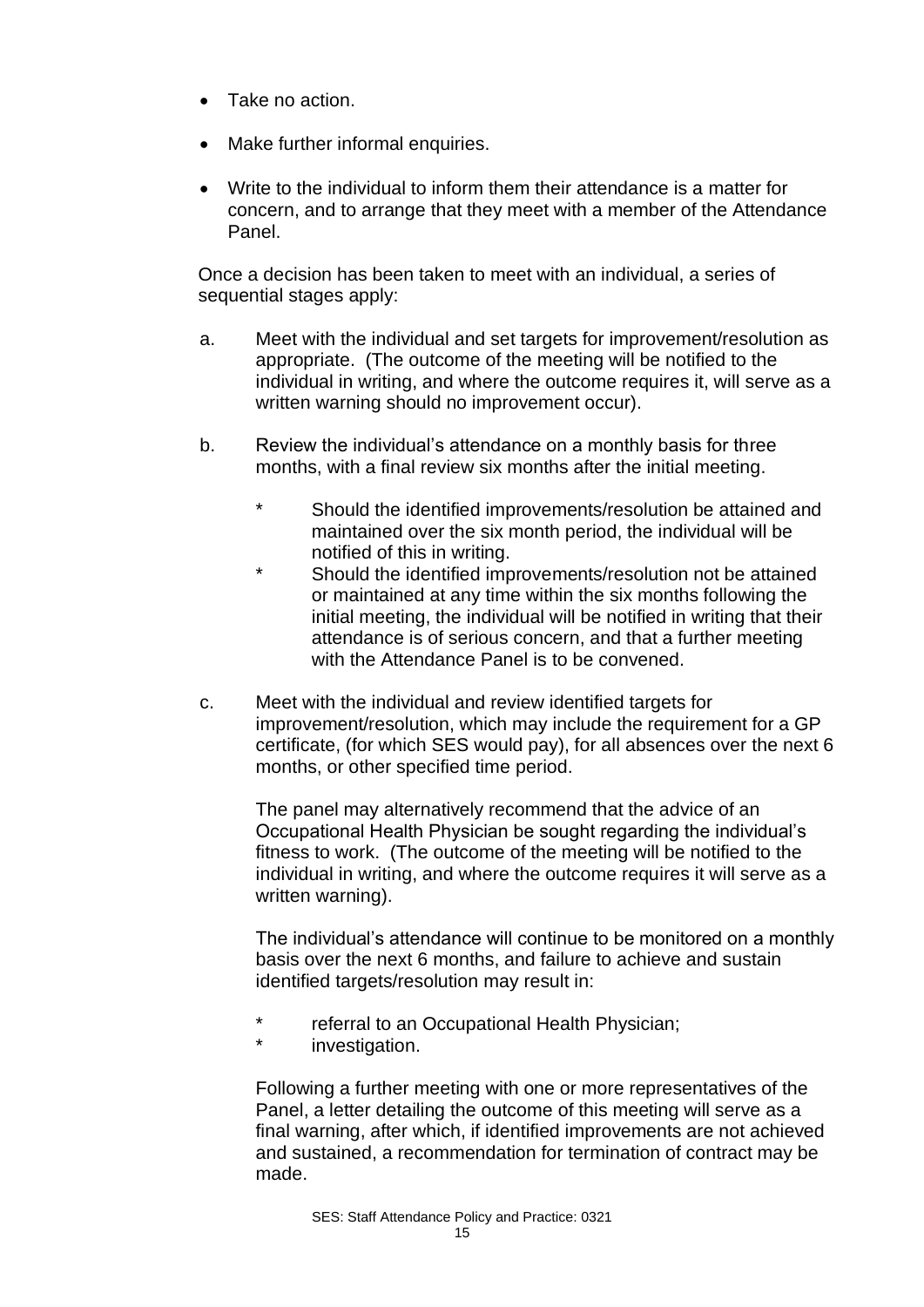- Take no action.
- Make further informal enquiries.
- Write to the individual to inform them their attendance is a matter for concern, and to arrange that they meet with a member of the Attendance Panel.

Once a decision has been taken to meet with an individual, a series of sequential stages apply:

a. Meet with the individual and set targets for improvement/resolution as appropriate. (The outcome of the meeting will be notified to the individual in writing, and where the outcome requires it, will serve as a written warning should no improvement occur).

b. Review the individual's attendance on a monthly basis for three months, with a final review six months after the initial meeting.

   * Should the identified improvements/resolution be attained and maintained over the six month period, the individual will be notified of this in writing.
   * Should the identified improvements/resolution not be attained or maintained at any time within the six months following the initial meeting, the individual will be notified in writing that their attendance is of serious concern, and that a further meeting with the Attendance Panel is to be convened.

c. Meet with the individual and review identified targets for improvement/resolution, which may include the requirement for a GP certificate, (for which SES would pay), for all absences over the next 6 months, or other specified time period.

   The panel may alternatively recommend that the advice of an Occupational Health Physician be sought regarding the individual's fitness to work. (The outcome of the meeting will be notified to the individual in writing, and where the outcome requires it will serve as a written warning).

   The individual's attendance will continue to be monitored on a monthly basis over the next 6 months, and failure to achieve and sustain identified targets/resolution may result in:

   * referral to an Occupational Health Physician;
   * investigation.

   Following a further meeting with one or more representatives of the Panel, a letter detailing the outcome of this meeting will serve as a final warning, after which, if identified improvements are not achieved and sustained, a recommendation for termination of contract may be made.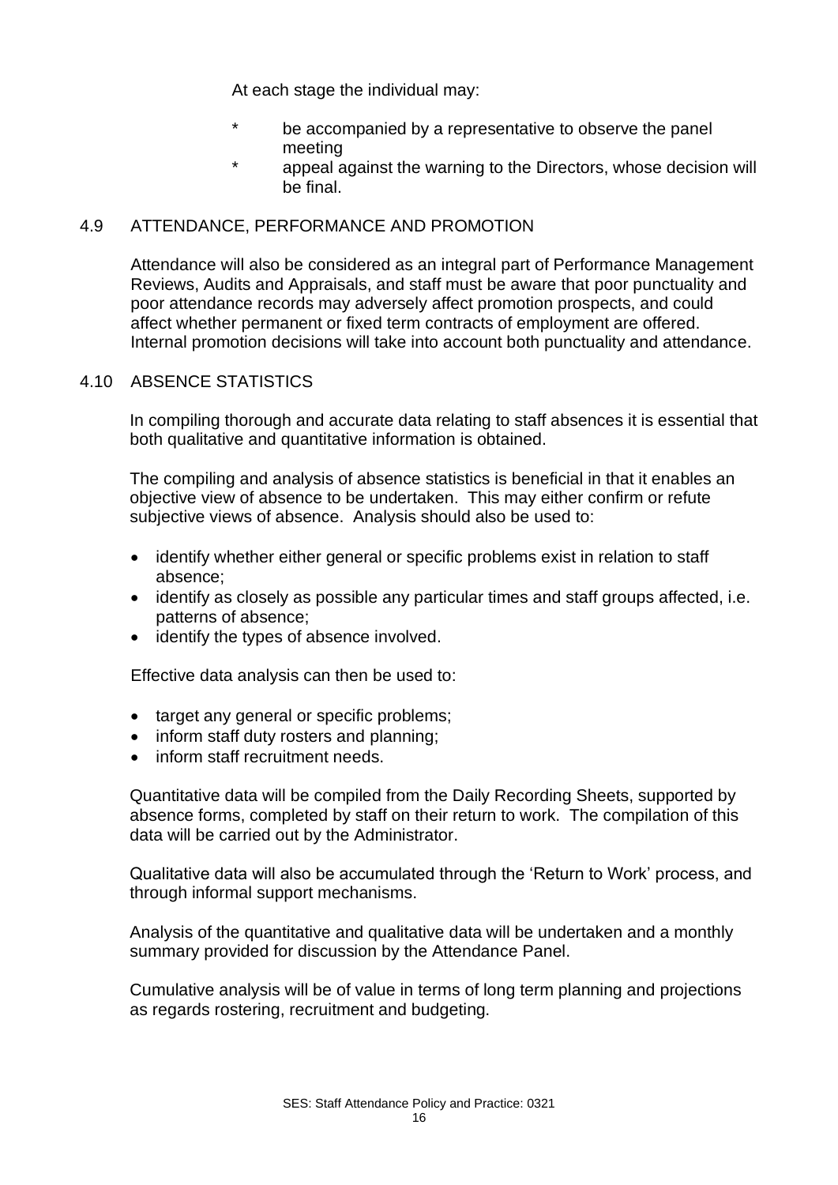At each stage the individual may:

* be accompanied by a representative to observe the panel meeting
* appeal against the warning to the Directors, whose decision will be final.

### 4.9 ATTENDANCE, PERFORMANCE AND PROMOTION

Attendance will also be considered as an integral part of Performance Management Reviews, Audits and Appraisals, and staff must be aware that poor punctuality and poor attendance records may adversely affect promotion prospects, and could affect whether permanent or fixed term contracts of employment are offered. Internal promotion decisions will take into account both punctuality and attendance.

### 4.10 ABSENCE STATISTICS

In compiling thorough and accurate data relating to staff absences it is essential that both qualitative and quantitative information is obtained.

The compiling and analysis of absence statistics is beneficial in that it enables an objective view of absence to be undertaken. This may either confirm or refute subjective views of absence. Analysis should also be used to:

- identify whether either general or specific problems exist in relation to staff absence;
- identify as closely as possible any particular times and staff groups affected, i.e. patterns of absence;
- identify the types of absence involved.

Effective data analysis can then be used to:

- target any general or specific problems;
- inform staff duty rosters and planning;
- inform staff recruitment needs.

Quantitative data will be compiled from the Daily Recording Sheets, supported by absence forms, completed by staff on their return to work. The compilation of this data will be carried out by the Administrator.

Qualitative data will also be accumulated through the 'Return to Work' process, and through informal support mechanisms.

Analysis of the quantitative and qualitative data will be undertaken and a monthly summary provided for discussion by the Attendance Panel.

Cumulative analysis will be of value in terms of long term planning and projections as regards rostering, recruitment and budgeting.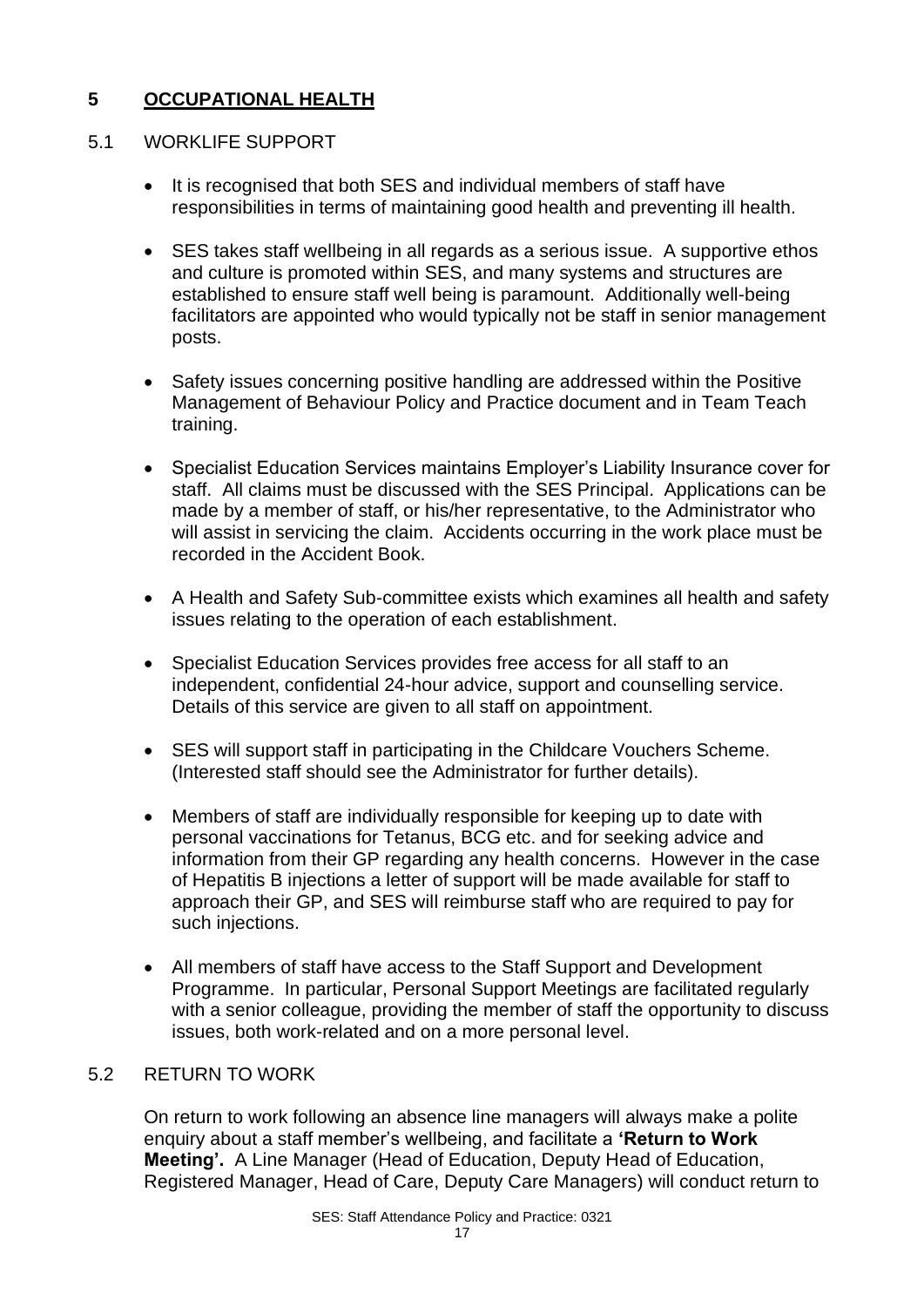## 5 OCCUPATIONAL HEALTH

### 5.1 WORKLIFE SUPPORT

- It is recognised that both SES and individual members of staff have responsibilities in terms of maintaining good health and preventing ill health.
- SES takes staff wellbeing in all regards as a serious issue. A supportive ethos and culture is promoted within SES, and many systems and structures are established to ensure staff well being is paramount. Additionally well-being facilitators are appointed who would typically not be staff in senior management posts.
- Safety issues concerning positive handling are addressed within the Positive Management of Behaviour Policy and Practice document and in Team Teach training.
- Specialist Education Services maintains Employer's Liability Insurance cover for staff. All claims must be discussed with the SES Principal. Applications can be made by a member of staff, or his/her representative, to the Administrator who will assist in servicing the claim. Accidents occurring in the work place must be recorded in the Accident Book.
- A Health and Safety Sub-committee exists which examines all health and safety issues relating to the operation of each establishment.
- Specialist Education Services provides free access for all staff to an independent, confidential 24-hour advice, support and counselling service. Details of this service are given to all staff on appointment.
- SES will support staff in participating in the Childcare Vouchers Scheme. (Interested staff should see the Administrator for further details).
- Members of staff are individually responsible for keeping up to date with personal vaccinations for Tetanus, BCG etc. and for seeking advice and information from their GP regarding any health concerns. However in the case of Hepatitis B injections a letter of support will be made available for staff to approach their GP, and SES will reimburse staff who are required to pay for such injections.
- All members of staff have access to the Staff Support and Development Programme. In particular, Personal Support Meetings are facilitated regularly with a senior colleague, providing the member of staff the opportunity to discuss issues, both work-related and on a more personal level.

### 5.2 RETURN TO WORK

On return to work following an absence line managers will always make a polite enquiry about a staff member's wellbeing, and facilitate a **'Return to Work Meeting'.** A Line Manager (Head of Education, Deputy Head of Education, Registered Manager, Head of Care, Deputy Care Managers) will conduct return to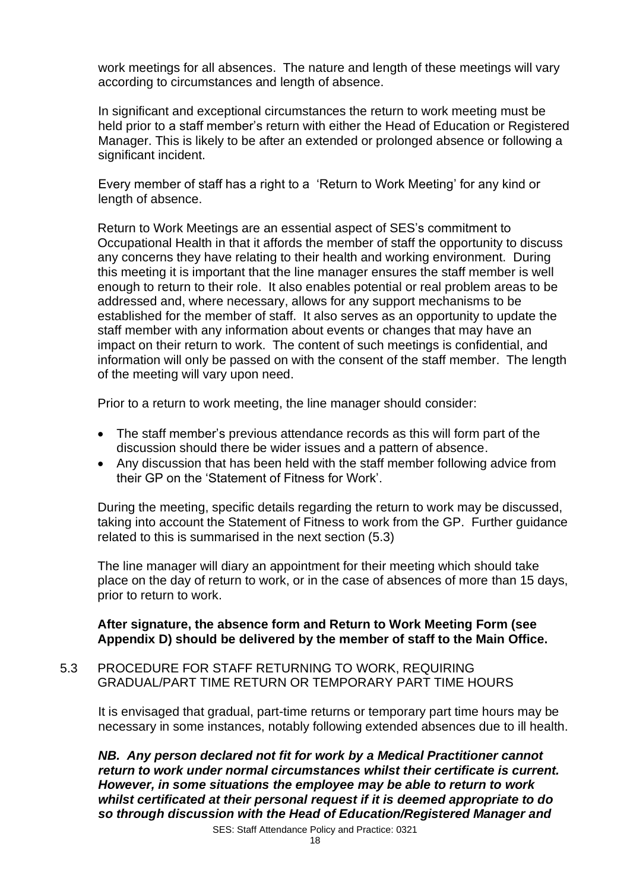work meetings for all absences. The nature and length of these meetings will vary according to circumstances and length of absence.

In significant and exceptional circumstances the return to work meeting must be held prior to a staff member's return with either the Head of Education or Registered Manager. This is likely to be after an extended or prolonged absence or following a significant incident.

Every member of staff has a right to a 'Return to Work Meeting' for any kind or length of absence.

Return to Work Meetings are an essential aspect of SES's commitment to Occupational Health in that it affords the member of staff the opportunity to discuss any concerns they have relating to their health and working environment. During this meeting it is important that the line manager ensures the staff member is well enough to return to their role. It also enables potential or real problem areas to be addressed and, where necessary, allows for any support mechanisms to be established for the member of staff. It also serves as an opportunity to update the staff member with any information about events or changes that may have an impact on their return to work. The content of such meetings is confidential, and information will only be passed on with the consent of the staff member. The length of the meeting will vary upon need.

Prior to a return to work meeting, the line manager should consider:

- The staff member's previous attendance records as this will form part of the discussion should there be wider issues and a pattern of absence.
- Any discussion that has been held with the staff member following advice from their GP on the 'Statement of Fitness for Work'.

During the meeting, specific details regarding the return to work may be discussed, taking into account the Statement of Fitness to work from the GP. Further guidance related to this is summarised in the next section (5.3)

The line manager will diary an appointment for their meeting which should take place on the day of return to work, or in the case of absences of more than 15 days, prior to return to work.

**After signature, the absence form and Return to Work Meeting Form (see Appendix D) should be delivered by the member of staff to the Main Office.**

5.3 PROCEDURE FOR STAFF RETURNING TO WORK, REQUIRING GRADUAL/PART TIME RETURN OR TEMPORARY PART TIME HOURS

It is envisaged that gradual, part-time returns or temporary part time hours may be necessary in some instances, notably following extended absences due to ill health.

***NB. Any person declared not fit for work by a Medical Practitioner cannot return to work under normal circumstances whilst their certificate is current. However, in some situations the employee may be able to return to work whilst certificated at their personal request if it is deemed appropriate to do so through discussion with the Head of Education/Registered Manager and***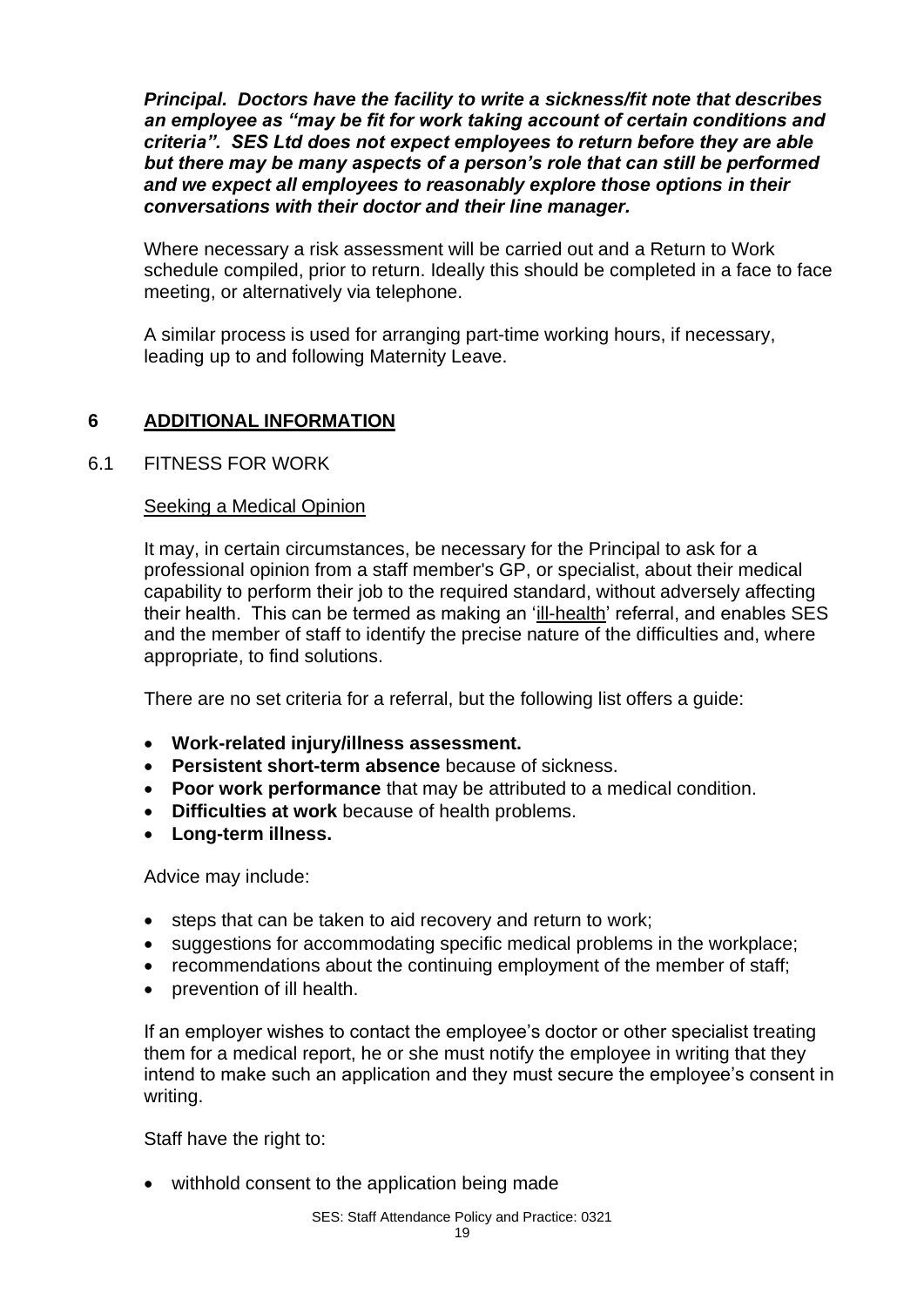***Principal. Doctors have the facility to write a sickness/fit note that describes an employee as "may be fit for work taking account of certain conditions and criteria". SES Ltd does not expect employees to return before they are able but there may be many aspects of a person's role that can still be performed and we expect all employees to reasonably explore those options in their conversations with their doctor and their line manager.***

Where necessary a risk assessment will be carried out and a Return to Work schedule compiled, prior to return. Ideally this should be completed in a face to face meeting, or alternatively via telephone.

A similar process is used for arranging part-time working hours, if necessary, leading up to and following Maternity Leave.

## 6 ADDITIONAL INFORMATION

### 6.1 FITNESS FOR WORK

Seeking a Medical Opinion

It may, in certain circumstances, be necessary for the Principal to ask for a professional opinion from a staff member's GP, or specialist, about their medical capability to perform their job to the required standard, without adversely affecting their health. This can be termed as making an 'ill-health' referral, and enables SES and the member of staff to identify the precise nature of the difficulties and, where appropriate, to find solutions.

There are no set criteria for a referral, but the following list offers a guide:

- **Work-related injury/illness assessment.**
- **Persistent short-term absence** because of sickness.
- **Poor work performance** that may be attributed to a medical condition.
- **Difficulties at work** because of health problems.
- **Long-term illness.**

Advice may include:

- steps that can be taken to aid recovery and return to work;
- suggestions for accommodating specific medical problems in the workplace;
- recommendations about the continuing employment of the member of staff;
- prevention of ill health.

If an employer wishes to contact the employee's doctor or other specialist treating them for a medical report, he or she must notify the employee in writing that they intend to make such an application and they must secure the employee's consent in writing.

Staff have the right to:

- withhold consent to the application being made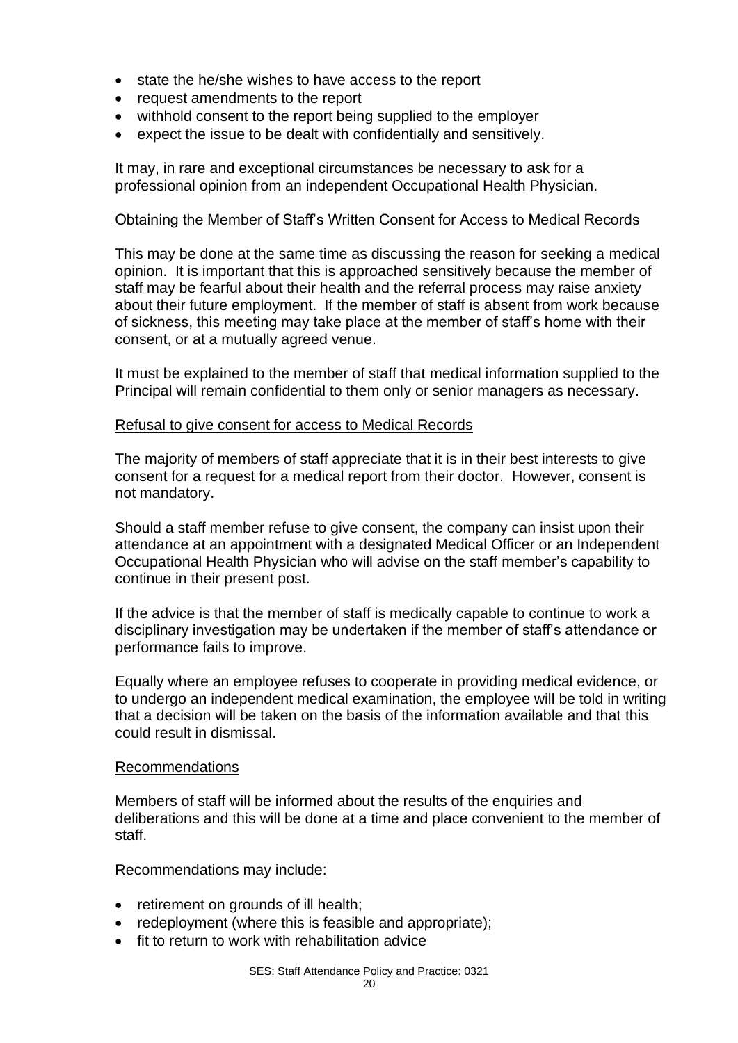- state the he/she wishes to have access to the report
- request amendments to the report
- withhold consent to the report being supplied to the employer
- expect the issue to be dealt with confidentially and sensitively.

It may, in rare and exceptional circumstances be necessary to ask for a professional opinion from an independent Occupational Health Physician.

<u>Obtaining the Member of Staff's Written Consent for Access to Medical Records</u>

This may be done at the same time as discussing the reason for seeking a medical opinion. It is important that this is approached sensitively because the member of staff may be fearful about their health and the referral process may raise anxiety about their future employment. If the member of staff is absent from work because of sickness, this meeting may take place at the member of staff's home with their consent, or at a mutually agreed venue.

It must be explained to the member of staff that medical information supplied to the Principal will remain confidential to them only or senior managers as necessary.

<u>Refusal to give consent for access to Medical Records</u>

The majority of members of staff appreciate that it is in their best interests to give consent for a request for a medical report from their doctor. However, consent is not mandatory.

Should a staff member refuse to give consent, the company can insist upon their attendance at an appointment with a designated Medical Officer or an Independent Occupational Health Physician who will advise on the staff member's capability to continue in their present post.

If the advice is that the member of staff is medically capable to continue to work a disciplinary investigation may be undertaken if the member of staff's attendance or performance fails to improve.

Equally where an employee refuses to cooperate in providing medical evidence, or to undergo an independent medical examination, the employee will be told in writing that a decision will be taken on the basis of the information available and that this could result in dismissal.

<u>Recommendations</u>

Members of staff will be informed about the results of the enquiries and deliberations and this will be done at a time and place convenient to the member of staff.

Recommendations may include:

- retirement on grounds of ill health;
- redeployment (where this is feasible and appropriate);
- fit to return to work with rehabilitation advice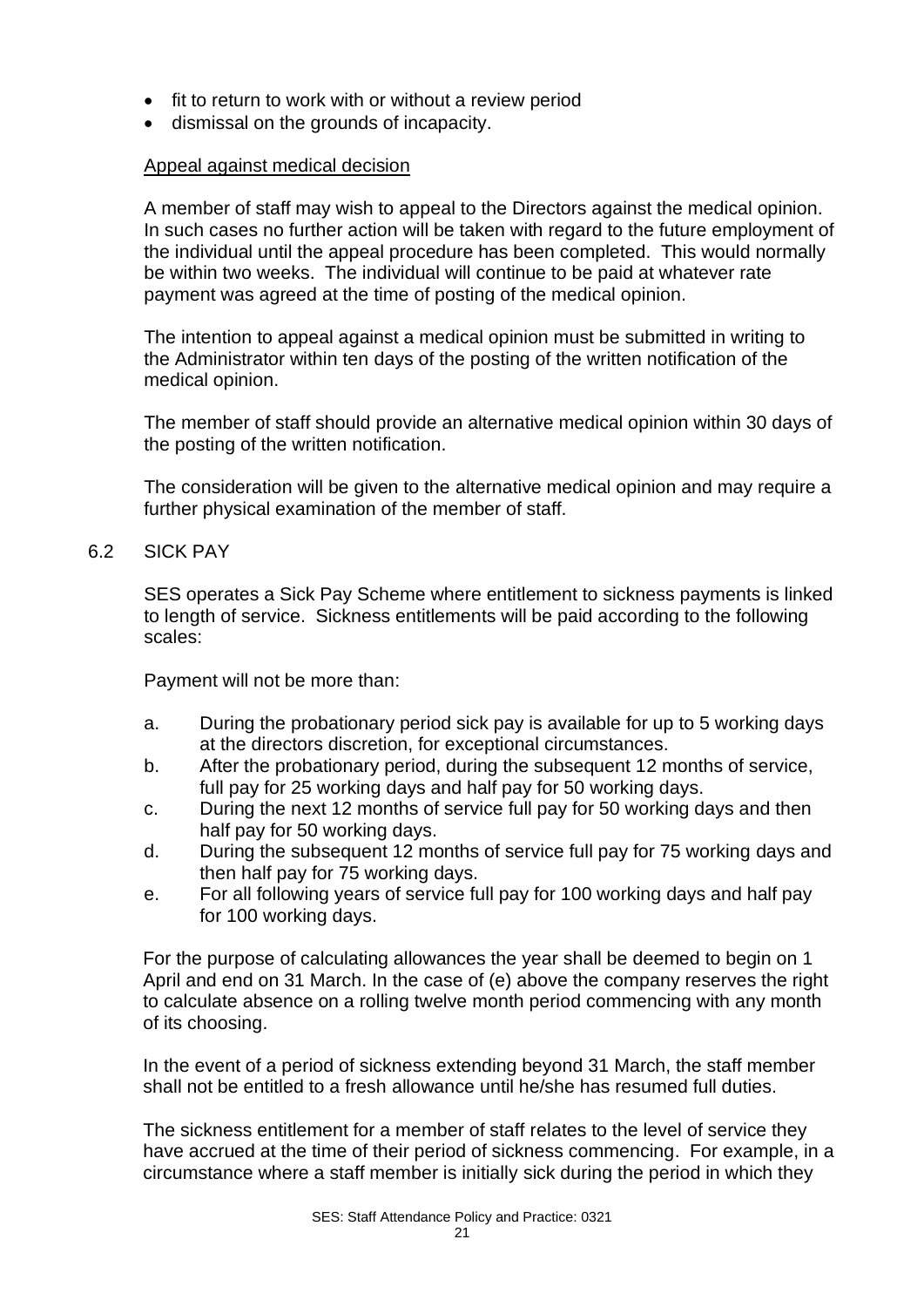- fit to return to work with or without a review period
- dismissal on the grounds of incapacity.

Appeal against medical decision

A member of staff may wish to appeal to the Directors against the medical opinion. In such cases no further action will be taken with regard to the future employment of the individual until the appeal procedure has been completed. This would normally be within two weeks. The individual will continue to be paid at whatever rate payment was agreed at the time of posting of the medical opinion.

The intention to appeal against a medical opinion must be submitted in writing to the Administrator within ten days of the posting of the written notification of the medical opinion.

The member of staff should provide an alternative medical opinion within 30 days of the posting of the written notification.

The consideration will be given to the alternative medical opinion and may require a further physical examination of the member of staff.

## 6.2 SICK PAY

SES operates a Sick Pay Scheme where entitlement to sickness payments is linked to length of service. Sickness entitlements will be paid according to the following scales:

Payment will not be more than:

a. During the probationary period sick pay is available for up to 5 working days at the directors discretion, for exceptional circumstances.
b. After the probationary period, during the subsequent 12 months of service, full pay for 25 working days and half pay for 50 working days.
c. During the next 12 months of service full pay for 50 working days and then half pay for 50 working days.
d. During the subsequent 12 months of service full pay for 75 working days and then half pay for 75 working days.
e. For all following years of service full pay for 100 working days and half pay for 100 working days.

For the purpose of calculating allowances the year shall be deemed to begin on 1 April and end on 31 March. In the case of (e) above the company reserves the right to calculate absence on a rolling twelve month period commencing with any month of its choosing.

In the event of a period of sickness extending beyond 31 March, the staff member shall not be entitled to a fresh allowance until he/she has resumed full duties.

The sickness entitlement for a member of staff relates to the level of service they have accrued at the time of their period of sickness commencing. For example, in a circumstance where a staff member is initially sick during the period in which they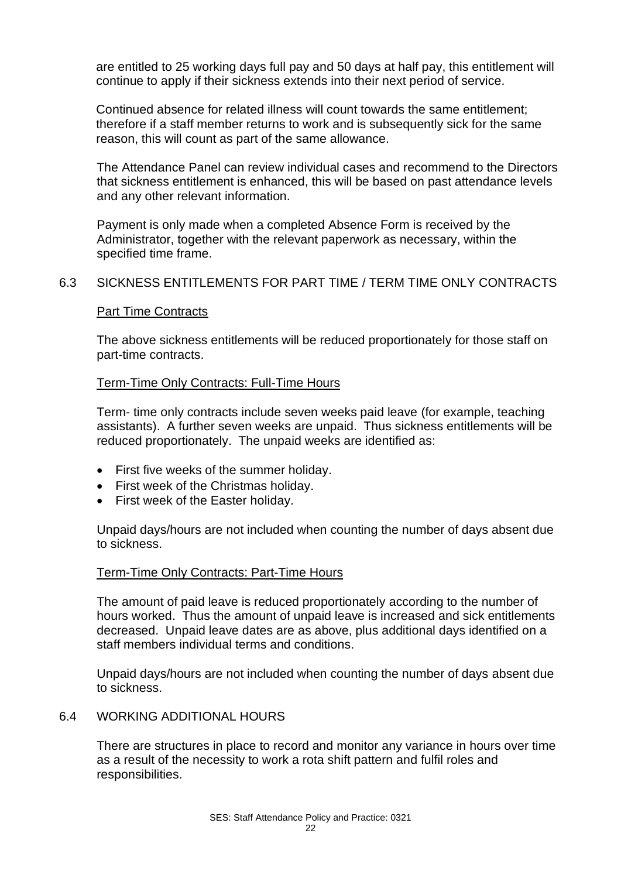are entitled to 25 working days full pay and 50 days at half pay, this entitlement will continue to apply if their sickness extends into their next period of service.

Continued absence for related illness will count towards the same entitlement; therefore if a staff member returns to work and is subsequently sick for the same reason, this will count as part of the same allowance.

The Attendance Panel can review individual cases and recommend to the Directors that sickness entitlement is enhanced, this will be based on past attendance levels and any other relevant information.

Payment is only made when a completed Absence Form is received by the Administrator, together with the relevant paperwork as necessary, within the specified time frame.

## 6.3 SICKNESS ENTITLEMENTS FOR PART TIME / TERM TIME ONLY CONTRACTS

Part Time Contracts

The above sickness entitlements will be reduced proportionately for those staff on part-time contracts.

Term-Time Only Contracts: Full-Time Hours

Term- time only contracts include seven weeks paid leave (for example, teaching assistants). A further seven weeks are unpaid. Thus sickness entitlements will be reduced proportionately. The unpaid weeks are identified as:

- First five weeks of the summer holiday.
- First week of the Christmas holiday.
- First week of the Easter holiday.

Unpaid days/hours are not included when counting the number of days absent due to sickness.

Term-Time Only Contracts: Part-Time Hours

The amount of paid leave is reduced proportionately according to the number of hours worked. Thus the amount of unpaid leave is increased and sick entitlements decreased. Unpaid leave dates are as above, plus additional days identified on a staff members individual terms and conditions.

Unpaid days/hours are not included when counting the number of days absent due to sickness.

## 6.4 WORKING ADDITIONAL HOURS

There are structures in place to record and monitor any variance in hours over time as a result of the necessity to work a rota shift pattern and fulfil roles and responsibilities.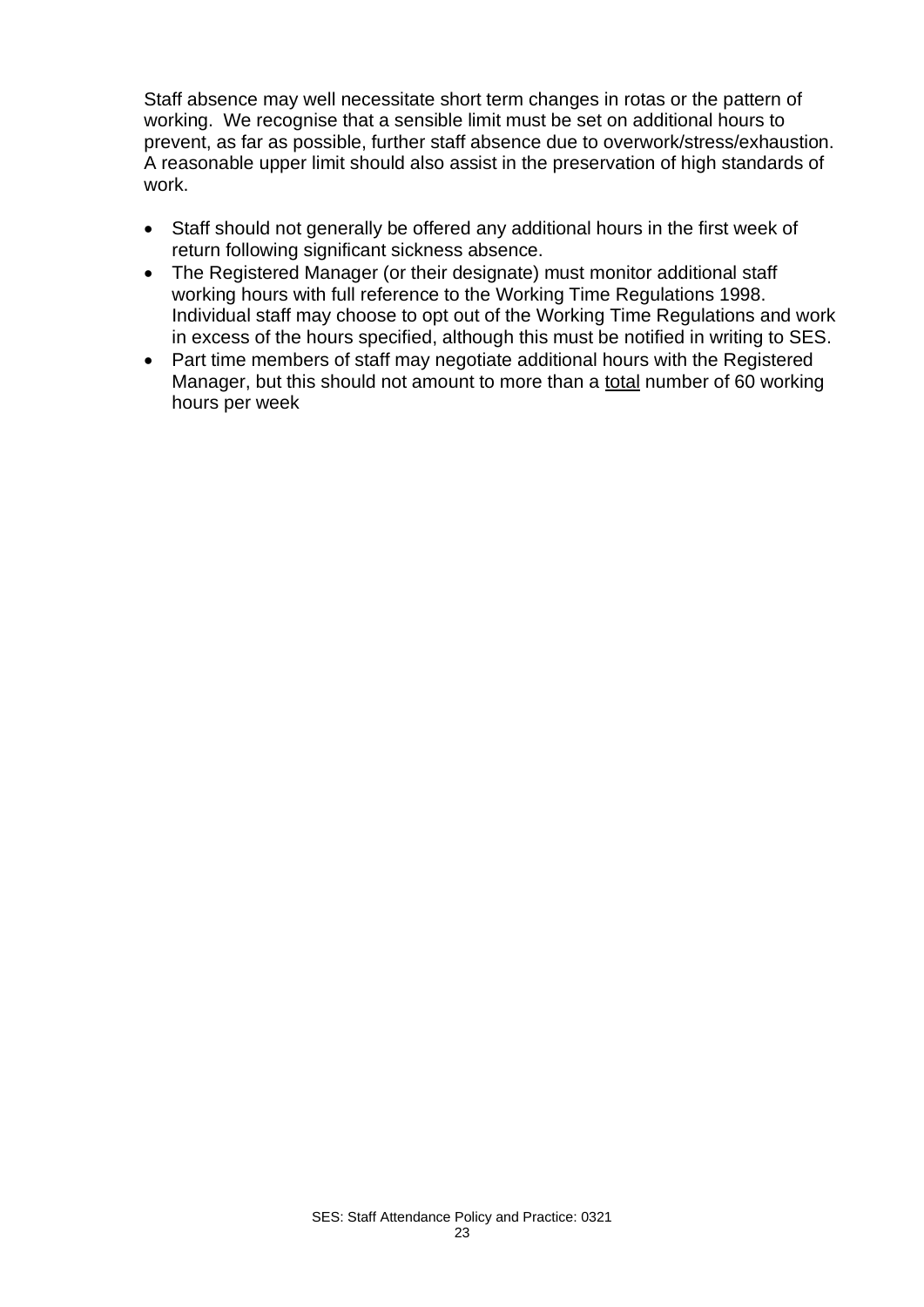Staff absence may well necessitate short term changes in rotas or the pattern of working. We recognise that a sensible limit must be set on additional hours to prevent, as far as possible, further staff absence due to overwork/stress/exhaustion. A reasonable upper limit should also assist in the preservation of high standards of work.

- Staff should not generally be offered any additional hours in the first week of return following significant sickness absence.
- The Registered Manager (or their designate) must monitor additional staff working hours with full reference to the Working Time Regulations 1998. Individual staff may choose to opt out of the Working Time Regulations and work in excess of the hours specified, although this must be notified in writing to SES.
- Part time members of staff may negotiate additional hours with the Registered Manager, but this should not amount to more than a <u>total</u> number of 60 working hours per week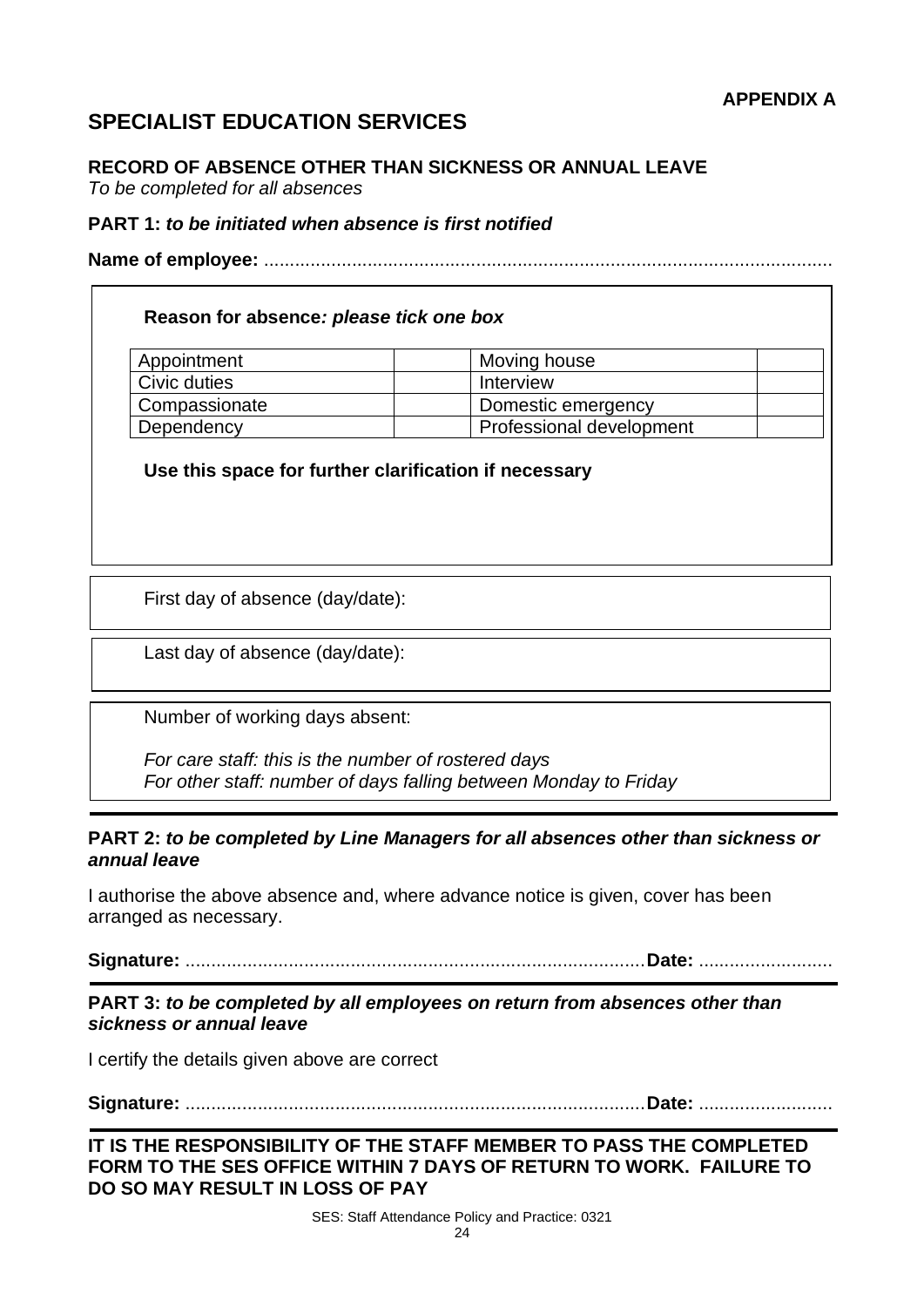**APPENDIX A**

## SPECIALIST EDUCATION SERVICES

### RECORD OF ABSENCE OTHER THAN SICKNESS OR ANNUAL LEAVE

*To be completed for all absences*

**PART 1:** ***to be initiated when absence is first notified***

**Name of employee:** ...............................................................................................................

**Reason for absence*: please tick one box***

| Appointment | | Moving house | |
|---|---|---|---|
| Civic duties | | Interview | |
| Compassionate | | Domestic emergency | |
| Dependency | | Professional development | |

**Use this space for further clarification if necessary**

First day of absence (day/date):

Last day of absence (day/date):

Number of working days absent:

*For care staff: this is the number of rostered days*
*For other staff: number of days falling between Monday to Friday*

**PART 2:** ***to be completed by Line Managers for all absences other than sickness or annual leave***

I authorise the above absence and, where advance notice is given, cover has been arranged as necessary.

**Signature:** ........................................................................................ **Date:** ..........................

**PART 3:** ***to be completed by all employees on return from absences other than sickness or annual leave***

I certify the details given above are correct

**Signature:** ........................................................................................ **Date:** ..........................

**IT IS THE RESPONSIBILITY OF THE STAFF MEMBER TO PASS THE COMPLETED FORM TO THE SES OFFICE WITHIN 7 DAYS OF RETURN TO WORK. FAILURE TO DO SO MAY RESULT IN LOSS OF PAY**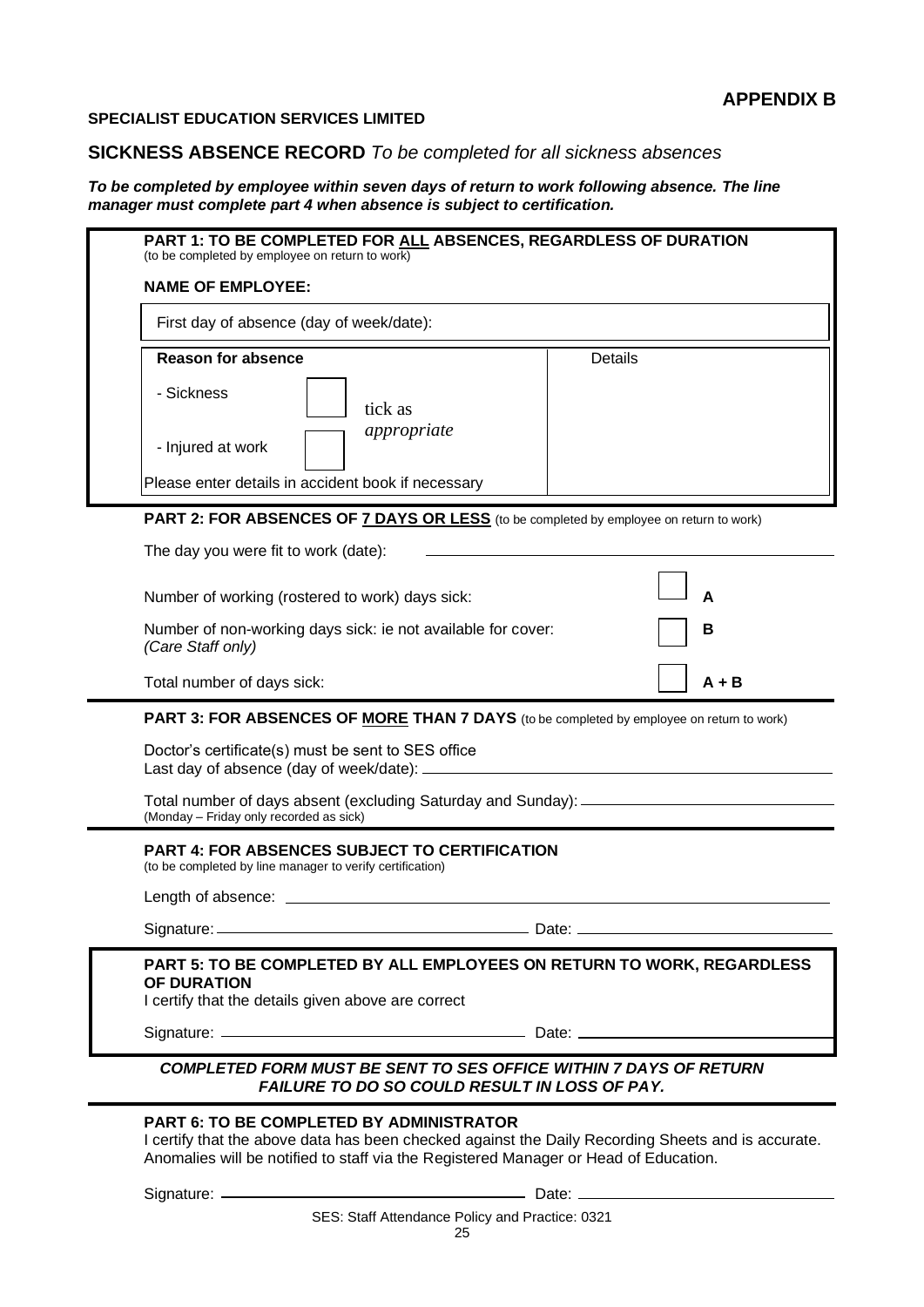**APPENDIX B**

**SPECIALIST EDUCATION SERVICES LIMITED**

## SICKNESS ABSENCE RECORD *To be completed for all sickness absences*

***To be completed by employee within seven days of return to work following absence. The line manager must complete part 4 when absence is subject to certification.***

### PART 1: TO BE COMPLETED FOR ALL ABSENCES, REGARDLESS OF DURATION

(to be completed by employee on return to work)

**NAME OF EMPLOYEE:**

First day of absence (day of week/date):

| **Reason for absence** | | Details |
|---|---|---|
| - Sickness | ☐ tick as *appropriate* | |
| - Injured at work | ☐ | |
| Please enter details in accident book if necessary | | |

### PART 2: FOR ABSENCES OF 7 DAYS OR LESS (to be completed by employee on return to work)

The day you were fit to work (date): \_\_\_\_\_\_\_\_\_\_\_\_\_\_\_\_\_\_\_\_

| | | |
|---|---|---|
| Number of working (rostered to work) days sick: | ☐ | **A** |
| Number of non-working days sick: ie not available for cover: *(Care Staff only)* | ☐ | **B** |
| Total number of days sick: | ☐ | **A + B** |

### PART 3: FOR ABSENCES OF MORE THAN 7 DAYS (to be completed by employee on return to work)

Doctor's certificate(s) must be sent to SES office
Last day of absence (day of week/date): \_\_\_\_\_\_\_\_\_\_\_\_\_\_\_\_\_\_\_\_

Total number of days absent (excluding Saturday and Sunday): \_\_\_\_\_\_\_\_\_\_\_\_\_\_\_\_\_\_\_\_
(Monday – Friday only recorded as sick)

### PART 4: FOR ABSENCES SUBJECT TO CERTIFICATION

(to be completed by line manager to verify certification)

Length of absence: \_\_\_\_\_\_\_\_\_\_\_\_\_\_\_\_\_\_\_\_

Signature: \_\_\_\_\_\_\_\_\_\_\_\_\_\_\_\_\_\_\_\_ Date: \_\_\_\_\_\_\_\_\_\_\_\_\_\_\_\_\_\_\_\_

### PART 5: TO BE COMPLETED BY ALL EMPLOYEES ON RETURN TO WORK, REGARDLESS OF DURATION

I certify that the details given above are correct

Signature: \_\_\_\_\_\_\_\_\_\_\_\_\_\_\_\_\_\_\_\_ Date: \_\_\_\_\_\_\_\_\_\_\_\_\_\_\_\_\_\_\_\_

***COMPLETED FORM MUST BE SENT TO SES OFFICE WITHIN 7 DAYS OF RETURN FAILURE TO DO SO COULD RESULT IN LOSS OF PAY.***

### PART 6: TO BE COMPLETED BY ADMINISTRATOR

I certify that the above data has been checked against the Daily Recording Sheets and is accurate. Anomalies will be notified to staff via the Registered Manager or Head of Education.

Signature: \_\_\_\_\_\_\_\_\_\_\_\_\_\_\_\_\_\_\_\_ Date: \_\_\_\_\_\_\_\_\_\_\_\_\_\_\_\_\_\_\_\_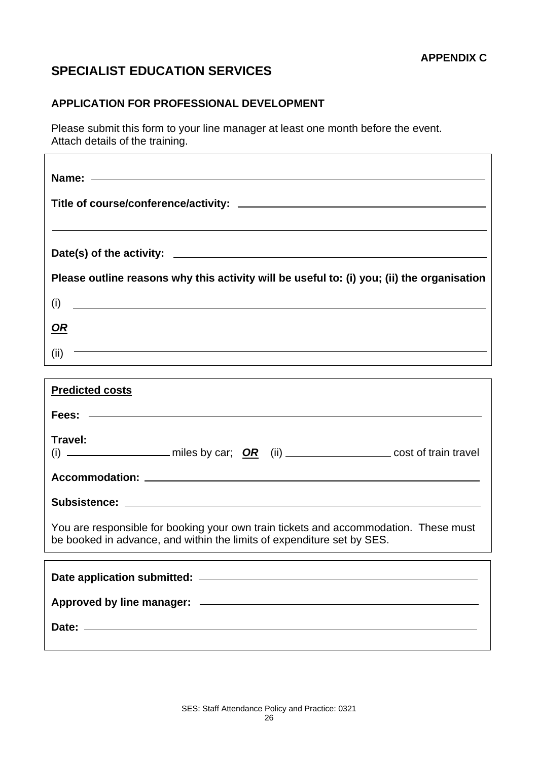**APPENDIX C**

# SPECIALIST EDUCATION SERVICES

## APPLICATION FOR PROFESSIONAL DEVELOPMENT

Please submit this form to your line manager at least one month before the event.
Attach details of the training.

**Name:** \_\_\_\_\_\_\_\_\_\_\_\_\_\_\_\_\_\_\_\_\_\_\_\_\_\_\_\_\_\_\_\_\_\_\_\_\_\_\_\_\_\_\_\_\_\_\_\_

**Title of course/conference/activity:** \_\_\_\_\_\_\_\_\_\_\_\_\_\_\_\_\_\_\_\_\_\_\_\_\_\_\_\_\_\_

\_\_\_\_\_\_\_\_\_\_\_\_\_\_\_\_\_\_\_\_\_\_\_\_\_\_\_\_\_\_\_\_\_\_\_\_\_\_\_\_\_\_\_\_\_\_\_\_\_\_\_\_\_\_\_\_

**Date(s) of the activity:** \_\_\_\_\_\_\_\_\_\_\_\_\_\_\_\_\_\_\_\_\_\_\_\_\_\_\_\_\_\_\_\_\_\_\_\_\_\_

**Please outline reasons why this activity will be useful to: (i) you; (ii) the organisation**

(i) \_\_\_\_\_\_\_\_\_\_\_\_\_\_\_\_\_\_\_\_\_\_\_\_\_\_\_\_\_\_\_\_\_\_\_\_\_\_\_\_\_\_\_\_\_\_\_\_\_\_\_\_

***OR***

(ii) \_\_\_\_\_\_\_\_\_\_\_\_\_\_\_\_\_\_\_\_\_\_\_\_\_\_\_\_\_\_\_\_\_\_\_\_\_\_\_\_\_\_\_\_\_\_\_\_\_\_\_\_

**Predicted costs**

**Fees:** \_\_\_\_\_\_\_\_\_\_\_\_\_\_\_\_\_\_\_\_\_\_\_\_\_\_\_\_\_\_\_\_\_\_\_\_\_\_\_\_\_\_\_\_\_\_\_\_

**Travel:**
(i) \_\_\_\_\_\_\_\_\_\_\_\_\_\_\_\_ miles by car; ***OR*** (ii) \_\_\_\_\_\_\_\_\_\_\_\_\_\_\_\_ cost of train travel

**Accommodation:** \_\_\_\_\_\_\_\_\_\_\_\_\_\_\_\_\_\_\_\_\_\_\_\_\_\_\_\_\_\_\_\_\_\_\_\_\_\_\_\_\_\_

**Subsistence:** \_\_\_\_\_\_\_\_\_\_\_\_\_\_\_\_\_\_\_\_\_\_\_\_\_\_\_\_\_\_\_\_\_\_\_\_\_\_\_\_\_\_\_\_

You are responsible for booking your own train tickets and accommodation. These must be booked in advance, and within the limits of expenditure set by SES.

**Date application submitted:** \_\_\_\_\_\_\_\_\_\_\_\_\_\_\_\_\_\_\_\_\_\_\_\_\_\_\_\_\_\_\_\_\_\_

**Approved by line manager:** \_\_\_\_\_\_\_\_\_\_\_\_\_\_\_\_\_\_\_\_\_\_\_\_\_\_\_\_\_\_\_\_\_\_\_

**Date:** \_\_\_\_\_\_\_\_\_\_\_\_\_\_\_\_\_\_\_\_\_\_\_\_\_\_\_\_\_\_\_\_\_\_\_\_\_\_\_\_\_\_\_\_\_\_\_\_\_

SES: Staff Attendance Policy and Practice: 0321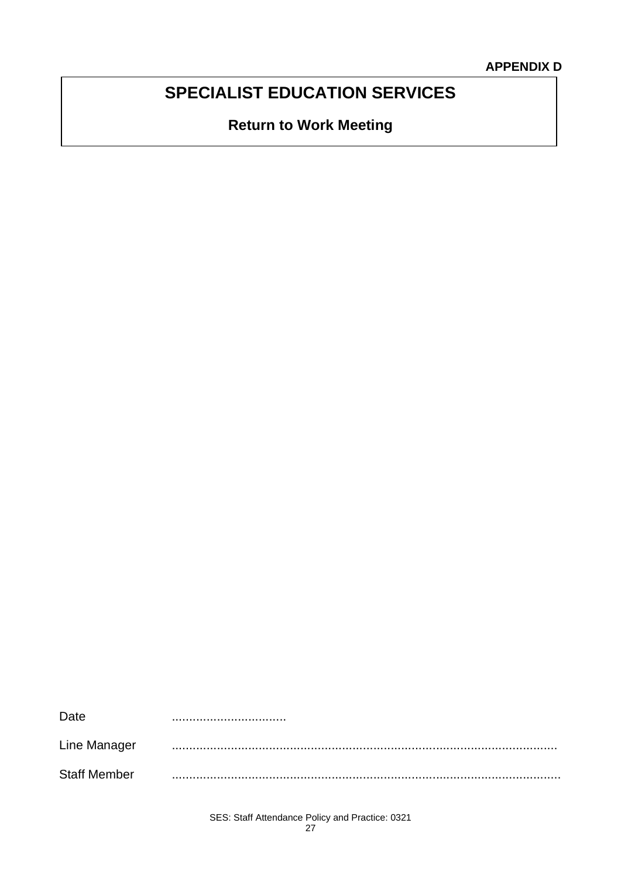**APPENDIX D**

# SPECIALIST EDUCATION SERVICES

## Return to Work Meeting

Date .................................

Line Manager .............................................................................................................

Staff Member ..............................................................................................................